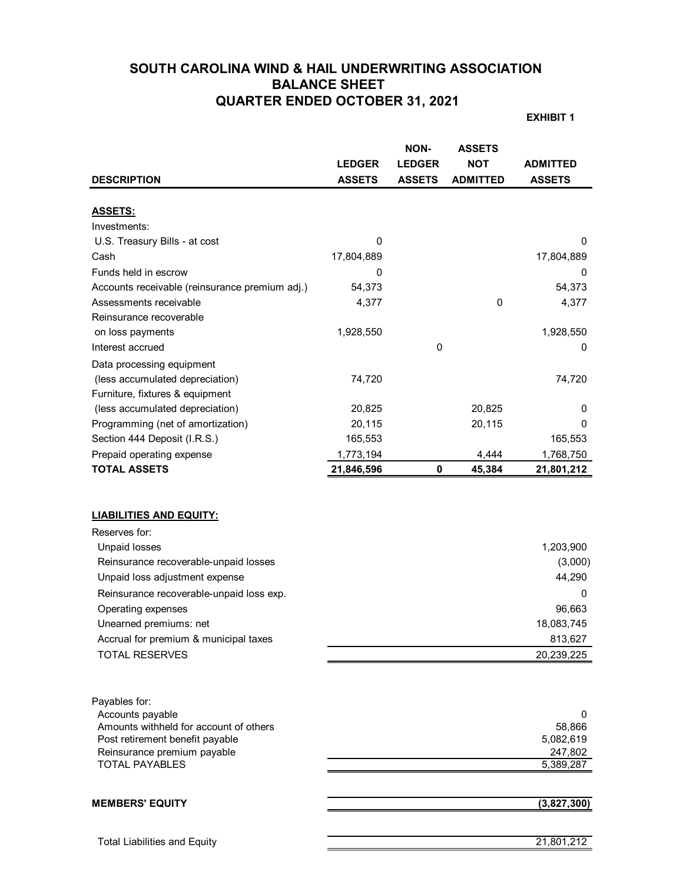# SOUTH CAROLINA WIND & HAIL UNDERWRITING ASSOCIATION
## BALANCE SHEET
## QUARTER ENDED OCTOBER 31, 2021

**EXHIBIT 1**

| DESCRIPTION | LEDGER ASSETS | NON-LEDGER ASSETS | ASSETS NOT ADMITTED | ADMITTED ASSETS |
|---|---|---|---|---|
| **ASSETS:** | | | | |
| Investments: | | | | |
| U.S. Treasury Bills - at cost | 0 | | | 0 |
| Cash | 17,804,889 | | | 17,804,889 |
| Funds held in escrow | 0 | | | 0 |
| Accounts receivable (reinsurance premium adj.) | 54,373 | | | 54,373 |
| Assessments receivable | 4,377 | | 0 | 4,377 |
| Reinsurance recoverable on loss payments | 1,928,550 | | | 1,928,550 |
| Interest accrued | | 0 | | 0 |
| Data processing equipment (less accumulated depreciation) | 74,720 | | | 74,720 |
| Furniture, fixtures & equipment (less accumulated depreciation) | 20,825 | | 20,825 | 0 |
| Programming (net of amortization) | 20,115 | | 20,115 | 0 |
| Section 444 Deposit (I.R.S.) | 165,553 | | | 165,553 |
| Prepaid operating expense | 1,773,194 | | 4,444 | 1,768,750 |
| **TOTAL ASSETS** | **21,846,596** | **0** | **45,384** | **21,801,212** |

| LIABILITIES AND EQUITY: | |
|---|---|
| Reserves for: | |
| Unpaid losses | 1,203,900 |
| Reinsurance recoverable-unpaid losses | (3,000) |
| Unpaid loss adjustment expense | 44,290 |
| Reinsurance recoverable-unpaid loss exp. | 0 |
| Operating expenses | 96,663 |
| Unearned premiums: net | 18,083,745 |
| Accrual for premium & municipal taxes | 813,627 |
| TOTAL RESERVES | 20,239,225 |
| | |
| Payables for: | |
| Accounts payable | 0 |
| Amounts withheld for account of others | 58,866 |
| Post retirement benefit payable | 5,082,619 |
| Reinsurance premium payable | 247,802 |
| TOTAL PAYABLES | 5,389,287 |
| | |
| **MEMBERS' EQUITY** | **(3,827,300)** |
| | |
| Total Liabilities and Equity | 21,801,212 |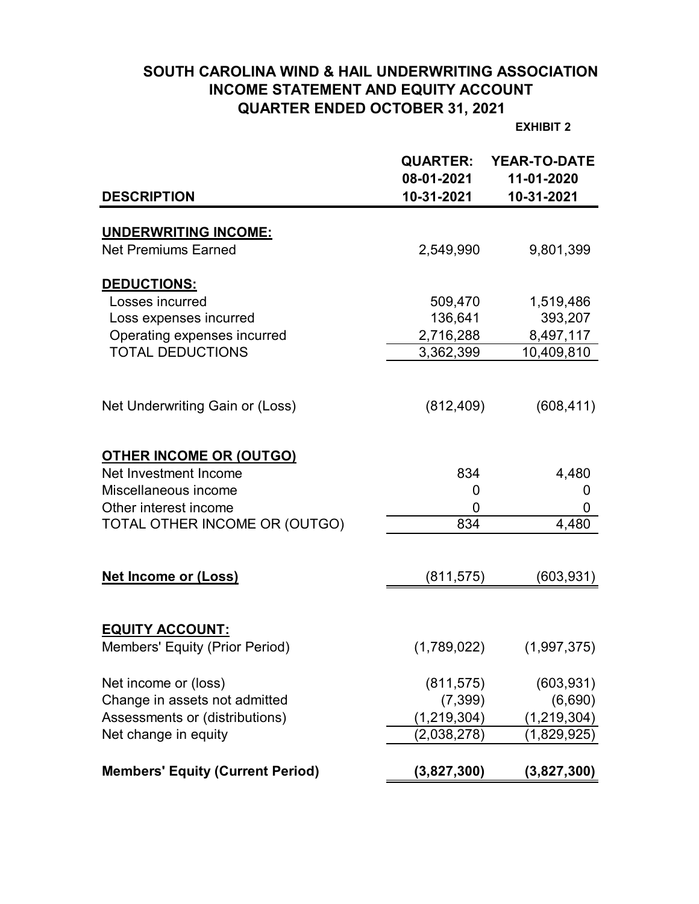# SOUTH CAROLINA WIND & HAIL UNDERWRITING ASSOCIATION
## INCOME STATEMENT AND EQUITY ACCOUNT
## QUARTER ENDED OCTOBER 31, 2021

**EXHIBIT 2**

| DESCRIPTION | QUARTER: 08-01-2021 10-31-2021 | YEAR-TO-DATE 11-01-2020 10-31-2021 |
|---|---|---|
| **UNDERWRITING INCOME:** | | |
| Net Premiums Earned | 2,549,990 | 9,801,399 |
| **DEDUCTIONS:** | | |
| Losses incurred | 509,470 | 1,519,486 |
| Loss expenses incurred | 136,641 | 393,207 |
| Operating expenses incurred | 2,716,288 | 8,497,117 |
| TOTAL DEDUCTIONS | 3,362,399 | 10,409,810 |
| Net Underwriting Gain or (Loss) | (812,409) | (608,411) |
| **OTHER INCOME OR (OUTGO)** | | |
| Net Investment Income | 834 | 4,480 |
| Miscellaneous income | 0 | 0 |
| Other interest income | 0 | 0 |
| TOTAL OTHER INCOME OR (OUTGO) | 834 | 4,480 |
| **Net Income or (Loss)** | (811,575) | (603,931) |
| **EQUITY ACCOUNT:** | | |
| Members' Equity (Prior Period) | (1,789,022) | (1,997,375) |
| Net income or (loss) | (811,575) | (603,931) |
| Change in assets not admitted | (7,399) | (6,690) |
| Assessments or (distributions) | (1,219,304) | (1,219,304) |
| Net change in equity | (2,038,278) | (1,829,925) |
| **Members' Equity (Current Period)** | **(3,827,300)** | **(3,827,300)** |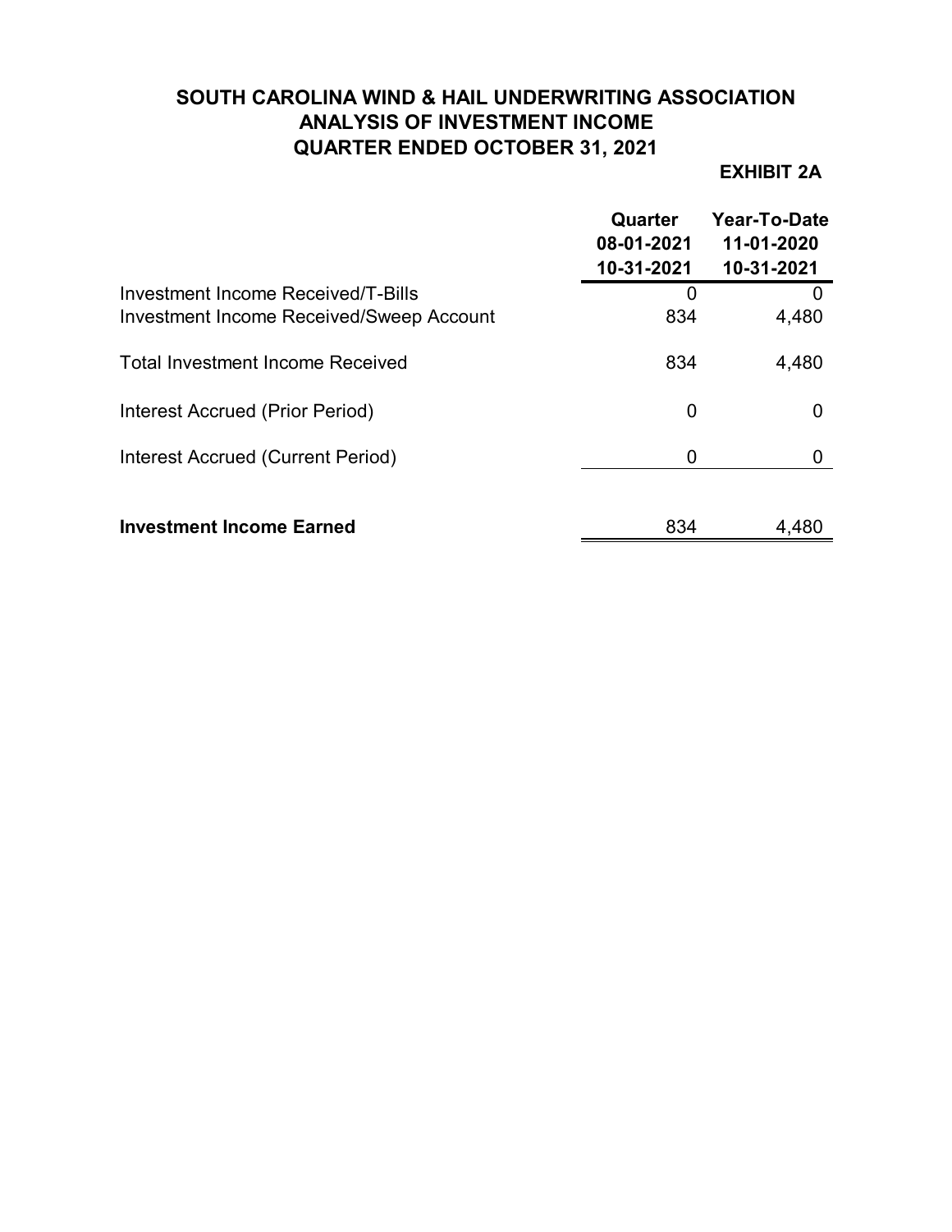# SOUTH CAROLINA WIND & HAIL UNDERWRITING ASSOCIATION
## ANALYSIS OF INVESTMENT INCOME
## QUARTER ENDED OCTOBER 31, 2021

**EXHIBIT 2A**

| | Quarter 08-01-2021 10-31-2021 | Year-To-Date 11-01-2020 10-31-2021 |
|---|---|---|
| Investment Income Received/T-Bills | 0 | 0 |
| Investment Income Received/Sweep Account | 834 | 4,480 |
| Total Investment Income Received | 834 | 4,480 |
| Interest Accrued (Prior Period) | 0 | 0 |
| Interest Accrued (Current Period) | 0 | 0 |
| **Investment Income Earned** | 834 | 4,480 |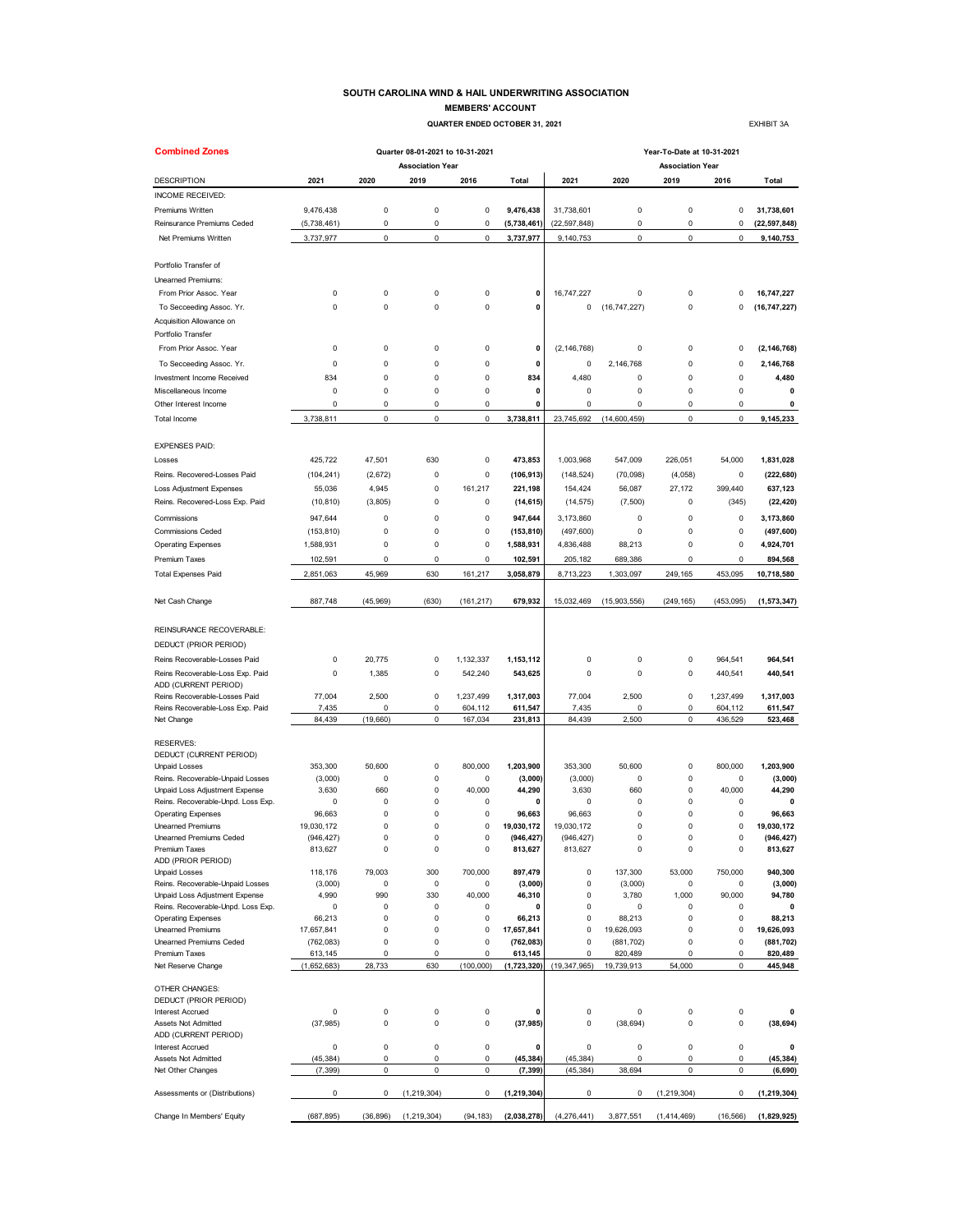# SOUTH CAROLINA WIND & HAIL UNDERWRITING ASSOCIATION

## MEMBERS' ACCOUNT

### QUARTER ENDED OCTOBER 31, 2021

EXHIBIT 3A

**Combined Zones**

| | Quarter 08-01-2021 to 10-31-2021 | | | | | Year-To-Date at 10-31-2021 | | | | |
|---|---|---|---|---|---|---|---|---|---|---|
| | Association Year | | | | | Association Year | | | | |
| DESCRIPTION | 2021 | 2020 | 2019 | 2016 | Total | 2021 | 2020 | 2019 | 2016 | Total |
| INCOME RECEIVED: | | | | | | | | | | |
| Premiums Written | 9,476,438 | 0 | 0 | 0 | **9,476,438** | 31,738,601 | 0 | 0 | 0 | **31,738,601** |
| Reinsurance Premiums Ceded | (5,738,461) | 0 | 0 | 0 | **(5,738,461)** | (22,597,848) | 0 | 0 | 0 | **(22,597,848)** |
| Net Premiums Written | 3,737,977 | 0 | 0 | 0 | **3,737,977** | 9,140,753 | 0 | 0 | 0 | **9,140,753** |
| Portfolio Transfer of | | | | | | | | | | |
| Unearned Premiums: | | | | | | | | | | |
| From Prior Assoc. Year | 0 | 0 | 0 | 0 | **0** | 16,747,227 | 0 | 0 | 0 | **16,747,227** |
| To Secceeding Assoc. Yr. | 0 | 0 | 0 | 0 | **0** | 0 | (16,747,227) | 0 | 0 | **(16,747,227)** |
| Acquisition Allowance on | | | | | | | | | | |
| Portfolio Transfer | | | | | | | | | | |
| From Prior Assoc. Year | 0 | 0 | 0 | 0 | **0** | (2,146,768) | 0 | 0 | 0 | **(2,146,768)** |
| To Secceeding Assoc. Yr. | 0 | 0 | 0 | 0 | **0** | 0 | 2,146,768 | 0 | 0 | **2,146,768** |
| Investment Income Received | 834 | 0 | 0 | 0 | **834** | 4,480 | 0 | 0 | 0 | **4,480** |
| Miscellaneous Income | 0 | 0 | 0 | 0 | **0** | 0 | 0 | 0 | 0 | **0** |
| Other Interest Income | 0 | 0 | 0 | 0 | **0** | 0 | 0 | 0 | 0 | **0** |
| Total Income | 3,738,811 | 0 | 0 | 0 | **3,738,811** | 23,745,692 | (14,600,459) | 0 | 0 | **9,145,233** |
| EXPENSES PAID: | | | | | | | | | | |
| Losses | 425,722 | 47,501 | 630 | 0 | **473,853** | 1,003,968 | 547,009 | 226,051 | 54,000 | **1,831,028** |
| Reins. Recovered-Losses Paid | (104,241) | (2,672) | 0 | 0 | **(106,913)** | (148,524) | (70,098) | (4,058) | 0 | **(222,680)** |
| Loss Adjustment Expenses | 55,036 | 4,945 | 0 | 161,217 | **221,198** | 154,424 | 56,087 | 27,172 | 399,440 | **637,123** |
| Reins. Recovered-Loss Exp. Paid | (10,810) | (3,805) | 0 | 0 | **(14,615)** | (14,575) | (7,500) | 0 | (345) | **(22,420)** |
| Commissions | 947,644 | 0 | 0 | 0 | **947,644** | 3,173,860 | 0 | 0 | 0 | **3,173,860** |
| Commissions Ceded | (153,810) | 0 | 0 | 0 | **(153,810)** | (497,600) | 0 | 0 | 0 | **(497,600)** |
| Operating Expenses | 1,588,931 | 0 | 0 | 0 | **1,588,931** | 4,836,488 | 88,213 | 0 | 0 | **4,924,701** |
| Premium Taxes | 102,591 | 0 | 0 | 0 | **102,591** | 205,182 | 689,386 | 0 | 0 | **894,568** |
| Total Expenses Paid | 2,851,063 | 45,969 | 630 | 161,217 | **3,058,879** | 8,713,223 | 1,303,097 | 249,165 | 453,095 | **10,718,580** |
| Net Cash Change | 887,748 | (45,969) | (630) | (161,217) | **679,932** | 15,032,469 | (15,903,556) | (249,165) | (453,095) | **(1,573,347)** |
| REINSURANCE RECOVERABLE: | | | | | | | | | | |
| DEDUCT (PRIOR PERIOD) | | | | | | | | | | |
| Reins Recoverable-Losses Paid | 0 | 20,775 | 0 | 1,132,337 | **1,153,112** | 0 | 0 | 0 | 964,541 | **964,541** |
| Reins Recoverable-Loss Exp. Paid | 0 | 1,385 | 0 | 542,240 | **543,625** | 0 | 0 | 0 | 440,541 | **440,541** |
| ADD (CURRENT PERIOD) | | | | | | | | | | |
| Reins Recoverable-Losses Paid | 77,004 | 2,500 | 0 | 1,237,499 | **1,317,003** | 77,004 | 2,500 | 0 | 1,237,499 | **1,317,003** |
| Reins Recoverable-Loss Exp. Paid | 7,435 | 0 | 0 | 604,112 | **611,547** | 7,435 | 0 | 0 | 604,112 | **611,547** |
| Net Change | 84,439 | (19,660) | 0 | 167,034 | **231,813** | 84,439 | 2,500 | 0 | 436,529 | **523,468** |
| RESERVES: | | | | | | | | | | |
| DEDUCT (CURRENT PERIOD) | | | | | | | | | | |
| Unpaid Losses | 353,300 | 50,600 | 0 | 800,000 | **1,203,900** | 353,300 | 50,600 | 0 | 800,000 | **1,203,900** |
| Reins. Recoverable-Unpaid Losses | (3,000) | 0 | 0 | 0 | **(3,000)** | (3,000) | 0 | 0 | 0 | **(3,000)** |
| Unpaid Loss Adjustment Expense | 3,630 | 660 | 0 | 40,000 | **44,290** | 3,630 | 660 | 0 | 40,000 | **44,290** |
| Reins. Recoverable-Unpd. Loss Exp. | 0 | 0 | 0 | 0 | **0** | 0 | 0 | 0 | 0 | **0** |
| Operating Expenses | 96,663 | 0 | 0 | 0 | **96,663** | 96,663 | 0 | 0 | 0 | **96,663** |
| Unearned Premiums | 19,030,172 | 0 | 0 | 0 | **19,030,172** | 19,030,172 | 0 | 0 | 0 | **19,030,172** |
| Unearned Premiums Ceded | (946,427) | 0 | 0 | 0 | **(946,427)** | (946,427) | 0 | 0 | 0 | **(946,427)** |
| Premium Taxes | 813,627 | 0 | 0 | 0 | **813,627** | 813,627 | 0 | 0 | 0 | **813,627** |
| ADD (PRIOR PERIOD) | | | | | | | | | | |
| Unpaid Losses | 118,176 | 79,003 | 300 | 700,000 | **897,479** | 0 | 137,300 | 53,000 | 750,000 | **940,300** |
| Reins. Recoverable-Unpaid Losses | (3,000) | 0 | 0 | 0 | **(3,000)** | 0 | (3,000) | 0 | 0 | **(3,000)** |
| Unpaid Loss Adjustment Expense | 4,990 | 990 | 330 | 40,000 | **46,310** | 0 | 3,780 | 1,000 | 90,000 | **94,780** |
| Reins. Recoverable-Unpd. Loss Exp. | 0 | 0 | 0 | 0 | **0** | 0 | 0 | 0 | 0 | **0** |
| Operating Expenses | 66,213 | 0 | 0 | 0 | **66,213** | 0 | 88,213 | 0 | 0 | **88,213** |
| Unearned Premiums | 17,657,841 | 0 | 0 | 0 | **17,657,841** | 0 | 19,626,093 | 0 | 0 | **19,626,093** |
| Unearned Premiums Ceded | (762,083) | 0 | 0 | 0 | **(762,083)** | 0 | (881,702) | 0 | 0 | **(881,702)** |
| Premium Taxes | 613,145 | 0 | 0 | 0 | **613,145** | 0 | 820,489 | 0 | 0 | **820,489** |
| Net Reserve Change | (1,652,683) | 28,733 | 630 | (100,000) | **(1,723,320)** | (19,347,965) | 19,739,913 | 54,000 | 0 | **445,948** |
| OTHER CHANGES: | | | | | | | | | | |
| DEDUCT (PRIOR PERIOD) | | | | | | | | | | |
| Interest Accrued | 0 | 0 | 0 | 0 | **0** | 0 | 0 | 0 | 0 | **0** |
| Assets Not Admitted | (37,985) | 0 | 0 | 0 | **(37,985)** | 0 | (38,694) | 0 | 0 | **(38,694)** |
| ADD (CURRENT PERIOD) | | | | | | | | | | |
| Interest Accrued | 0 | 0 | 0 | 0 | **0** | 0 | 0 | 0 | 0 | **0** |
| Assets Not Admitted | (45,384) | 0 | 0 | 0 | **(45,384)** | (45,384) | 0 | 0 | 0 | **(45,384)** |
| Net Other Changes | (7,399) | 0 | 0 | 0 | **(7,399)** | (45,384) | 38,694 | 0 | 0 | **(6,690)** |
| Assessments or (Distributions) | 0 | 0 | (1,219,304) | 0 | **(1,219,304)** | 0 | 0 | (1,219,304) | 0 | **(1,219,304)** |
| Change In Members' Equity | (687,895) | (36,896) | (1,219,304) | (94,183) | **(2,038,278)** | (4,276,441) | 3,877,551 | (1,414,469) | (16,566) | **(1,829,925)** |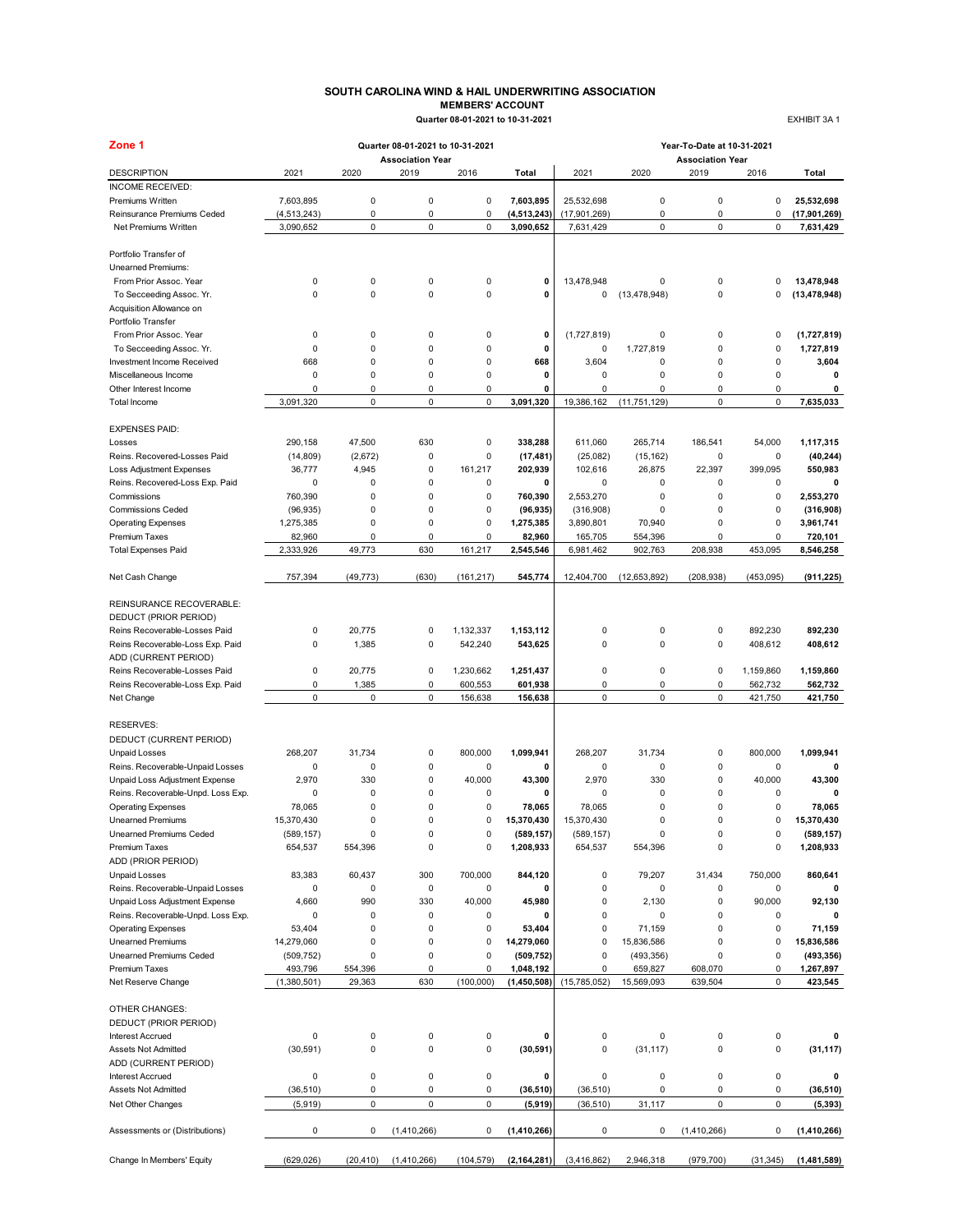# SOUTH CAROLINA WIND & HAIL UNDERWRITING ASSOCIATION

## MEMBERS' ACCOUNT

**Quarter 08-01-2021 to 10-31-2021**

EXHIBIT 3A 1

**Zone 1**

| | Quarter 08-01-2021 to 10-31-2021 | | | | | Year-To-Date at 10-31-2021 | | | | |
|---|---|---|---|---|---|---|---|---|---|---|
| | Association Year | | | | | Association Year | | | | |
| DESCRIPTION | 2021 | 2020 | 2019 | 2016 | Total | 2021 | 2020 | 2019 | 2016 | Total |
| INCOME RECEIVED: | | | | | | | | | | |
| Premiums Written | 7,603,895 | 0 | 0 | 0 | **7,603,895** | 25,532,698 | 0 | 0 | 0 | **25,532,698** |
| Reinsurance Premiums Ceded | (4,513,243) | 0 | 0 | 0 | **(4,513,243)** | (17,901,269) | 0 | 0 | 0 | **(17,901,269)** |
| Net Premiums Written | 3,090,652 | 0 | 0 | 0 | **3,090,652** | 7,631,429 | 0 | 0 | 0 | **7,631,429** |
| Portfolio Transfer of | | | | | | | | | | |
| Unearned Premiums: | | | | | | | | | | |
| From Prior Assoc. Year | 0 | 0 | 0 | 0 | **0** | 13,478,948 | 0 | 0 | 0 | **13,478,948** |
| To Secceeding Assoc. Yr. | 0 | 0 | 0 | 0 | **0** | 0 | (13,478,948) | 0 | 0 | **(13,478,948)** |
| Acquisition Allowance on | | | | | | | | | | |
| Portfolio Transfer | | | | | | | | | | |
| From Prior Assoc. Year | 0 | 0 | 0 | 0 | **0** | (1,727,819) | 0 | 0 | 0 | **(1,727,819)** |
| To Secceeding Assoc. Yr. | 0 | 0 | 0 | 0 | **0** | 0 | 1,727,819 | 0 | 0 | **1,727,819** |
| Investment Income Received | 668 | 0 | 0 | 0 | **668** | 3,604 | 0 | 0 | 0 | **3,604** |
| Miscellaneous Income | 0 | 0 | 0 | 0 | **0** | 0 | 0 | 0 | 0 | **0** |
| Other Interest Income | 0 | 0 | 0 | 0 | **0** | 0 | 0 | 0 | 0 | **0** |
| Total Income | 3,091,320 | 0 | 0 | 0 | **3,091,320** | 19,386,162 | (11,751,129) | 0 | 0 | **7,635,033** |
| EXPENSES PAID: | | | | | | | | | | |
| Losses | 290,158 | 47,500 | 630 | 0 | **338,288** | 611,060 | 265,714 | 186,541 | 54,000 | **1,117,315** |
| Reins. Recovered-Losses Paid | (14,809) | (2,672) | 0 | 0 | **(17,481)** | (25,082) | (15,162) | 0 | 0 | **(40,244)** |
| Loss Adjustment Expenses | 36,777 | 4,945 | 0 | 161,217 | **202,939** | 102,616 | 26,875 | 22,397 | 399,095 | **550,983** |
| Reins. Recovered-Loss Exp. Paid | 0 | 0 | 0 | 0 | **0** | 0 | 0 | 0 | 0 | **0** |
| Commissions | 760,390 | 0 | 0 | 0 | **760,390** | 2,553,270 | 0 | 0 | 0 | **2,553,270** |
| Commissions Ceded | (96,935) | 0 | 0 | 0 | **(96,935)** | (316,908) | 0 | 0 | 0 | **(316,908)** |
| Operating Expenses | 1,275,385 | 0 | 0 | 0 | **1,275,385** | 3,890,801 | 70,940 | 0 | 0 | **3,961,741** |
| Premium Taxes | 82,960 | 0 | 0 | 0 | **82,960** | 165,705 | 554,396 | 0 | 0 | **720,101** |
| Total Expenses Paid | 2,333,926 | 49,773 | 630 | 161,217 | **2,545,546** | 6,981,462 | 902,763 | 208,938 | 453,095 | **8,546,258** |
| Net Cash Change | 757,394 | (49,773) | (630) | (161,217) | **545,774** | 12,404,700 | (12,653,892) | (208,938) | (453,095) | **(911,225)** |
| REINSURANCE RECOVERABLE: | | | | | | | | | | |
| DEDUCT (PRIOR PERIOD) | | | | | | | | | | |
| Reins Recoverable-Losses Paid | 0 | 20,775 | 0 | 1,132,337 | **1,153,112** | 0 | 0 | 0 | 892,230 | **892,230** |
| Reins Recoverable-Loss Exp. Paid | 0 | 1,385 | 0 | 542,240 | **543,625** | 0 | 0 | 0 | 408,612 | **408,612** |
| ADD (CURRENT PERIOD) | | | | | | | | | | |
| Reins Recoverable-Losses Paid | 0 | 20,775 | 0 | 1,230,662 | **1,251,437** | 0 | 0 | 0 | 1,159,860 | **1,159,860** |
| Reins Recoverable-Loss Exp. Paid | 0 | 1,385 | 0 | 600,553 | **601,938** | 0 | 0 | 0 | 562,732 | **562,732** |
| Net Change | 0 | 0 | 0 | 156,638 | **156,638** | 0 | 0 | 0 | 421,750 | **421,750** |
| RESERVES: | | | | | | | | | | |
| DEDUCT (CURRENT PERIOD) | | | | | | | | | | |
| Unpaid Losses | 268,207 | 31,734 | 0 | 800,000 | **1,099,941** | 268,207 | 31,734 | 0 | 800,000 | **1,099,941** |
| Reins. Recoverable-Unpaid Losses | 0 | 0 | 0 | 0 | **0** | 0 | 0 | 0 | 0 | **0** |
| Unpaid Loss Adjustment Expense | 2,970 | 330 | 0 | 40,000 | **43,300** | 2,970 | 330 | 0 | 40,000 | **43,300** |
| Reins. Recoverable-Unpd. Loss Exp. | 0 | 0 | 0 | 0 | **0** | 0 | 0 | 0 | 0 | **0** |
| Operating Expenses | 78,065 | 0 | 0 | 0 | **78,065** | 78,065 | 0 | 0 | 0 | **78,065** |
| Unearned Premiums | 15,370,430 | 0 | 0 | 0 | **15,370,430** | 15,370,430 | 0 | 0 | 0 | **15,370,430** |
| Unearned Premiums Ceded | (589,157) | 0 | 0 | 0 | **(589,157)** | (589,157) | 0 | 0 | 0 | **(589,157)** |
| Premium Taxes | 654,537 | 554,396 | 0 | 0 | **1,208,933** | 654,537 | 554,396 | 0 | 0 | **1,208,933** |
| ADD (PRIOR PERIOD) | | | | | | | | | | |
| Unpaid Losses | 83,383 | 60,437 | 300 | 700,000 | **844,120** | 0 | 79,207 | 31,434 | 750,000 | **860,641** |
| Reins. Recoverable-Unpaid Losses | 0 | 0 | 0 | 0 | **0** | 0 | 0 | 0 | 0 | **0** |
| Unpaid Loss Adjustment Expense | 4,660 | 990 | 330 | 40,000 | **45,980** | 0 | 2,130 | 0 | 90,000 | **92,130** |
| Reins. Recoverable-Unpd. Loss Exp. | 0 | 0 | 0 | 0 | **0** | 0 | 0 | 0 | 0 | **0** |
| Operating Expenses | 53,404 | 0 | 0 | 0 | **53,404** | 0 | 71,159 | 0 | 0 | **71,159** |
| Unearned Premiums | 14,279,060 | 0 | 0 | 0 | **14,279,060** | 0 | 15,836,586 | 0 | 0 | **15,836,586** |
| Unearned Premiums Ceded | (509,752) | 0 | 0 | 0 | **(509,752)** | 0 | (493,356) | 0 | 0 | **(493,356)** |
| Premium Taxes | 493,796 | 554,396 | 0 | 0 | **1,048,192** | 0 | 659,827 | 608,070 | 0 | **1,267,897** |
| Net Reserve Change | (1,380,501) | 29,363 | 630 | (100,000) | **(1,450,508)** | (15,785,052) | 15,569,093 | 639,504 | 0 | **423,545** |
| OTHER CHANGES: | | | | | | | | | | |
| DEDUCT (PRIOR PERIOD) | | | | | | | | | | |
| Interest Accrued | 0 | 0 | 0 | 0 | **0** | 0 | 0 | 0 | 0 | **0** |
| Assets Not Admitted | (30,591) | 0 | 0 | 0 | **(30,591)** | 0 | (31,117) | 0 | 0 | **(31,117)** |
| ADD (CURRENT PERIOD) | | | | | | | | | | |
| Interest Accrued | 0 | 0 | 0 | 0 | **0** | 0 | 0 | 0 | 0 | **0** |
| Assets Not Admitted | (36,510) | 0 | 0 | 0 | **(36,510)** | (36,510) | 0 | 0 | 0 | **(36,510)** |
| Net Other Changes | (5,919) | 0 | 0 | 0 | **(5,919)** | (36,510) | 31,117 | 0 | 0 | **(5,393)** |
| Assessments or (Distributions) | 0 | 0 | (1,410,266) | 0 | **(1,410,266)** | 0 | 0 | (1,410,266) | 0 | **(1,410,266)** |
| Change In Members' Equity | (629,026) | (20,410) | (1,410,266) | (104,579) | **(2,164,281)** | (3,416,862) | 2,946,318 | (979,700) | (31,345) | **(1,481,589)** |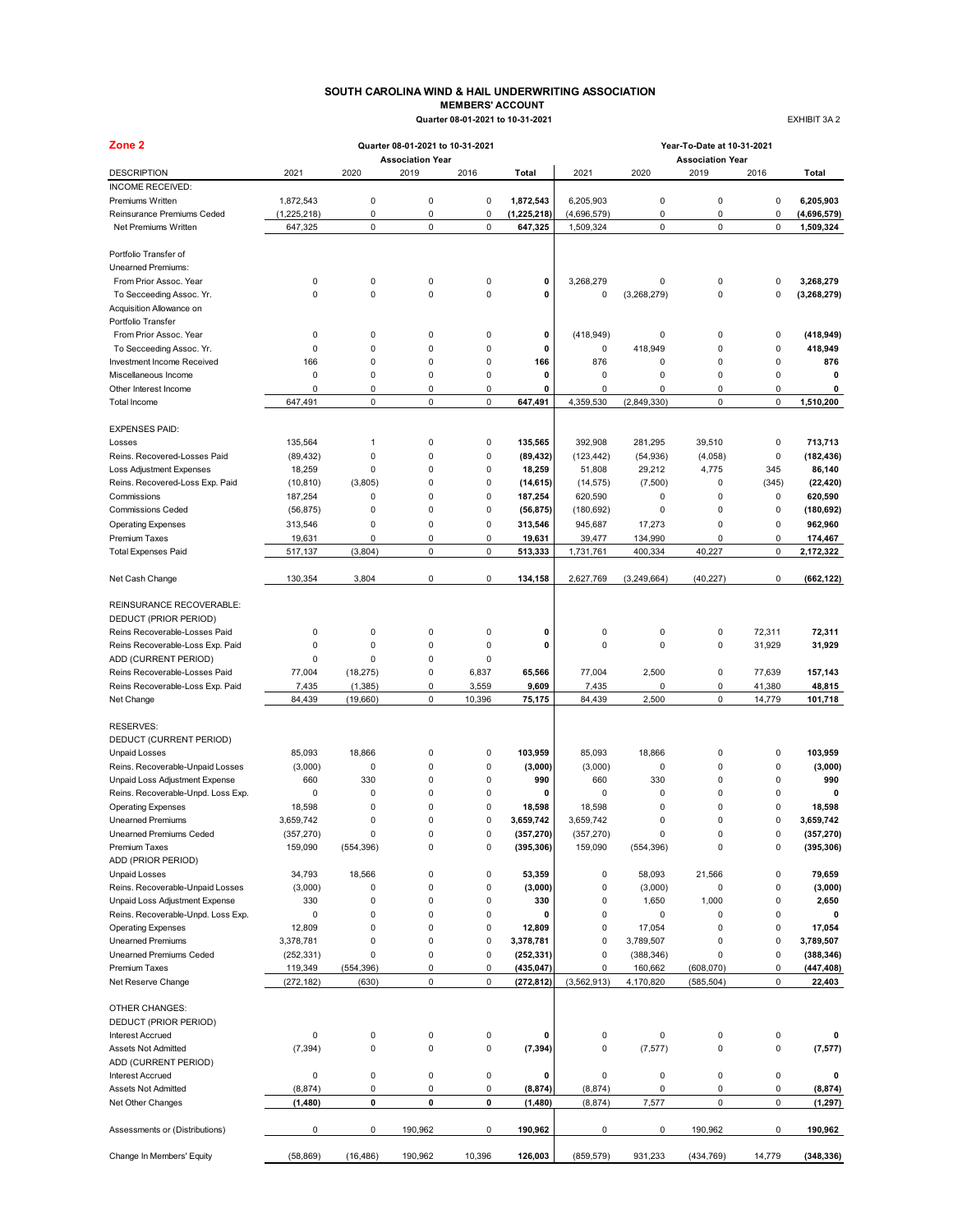# SOUTH CAROLINA WIND & HAIL UNDERWRITING ASSOCIATION

## MEMBERS' ACCOUNT

**Quarter 08-01-2021 to 10-31-2021**

EXHIBIT 3A 2

## Zone 2

| | Quarter 08-01-2021 to 10-31-2021 | | | | | Year-To-Date at 10-31-2021 | | | | |
|---|---|---|---|---|---|---|---|---|---|---|
| | Association Year | | | | | Association Year | | | | |
| DESCRIPTION | 2021 | 2020 | 2019 | 2016 | **Total** | 2021 | 2020 | 2019 | 2016 | **Total** |
| INCOME RECEIVED: | | | | | | | | | | |
| Premiums Written | 1,872,543 | 0 | 0 | 0 | **1,872,543** | 6,205,903 | 0 | 0 | 0 | **6,205,903** |
| Reinsurance Premiums Ceded | (1,225,218) | 0 | 0 | 0 | **(1,225,218)** | (4,696,579) | 0 | 0 | 0 | **(4,696,579)** |
| Net Premiums Written | 647,325 | 0 | 0 | 0 | **647,325** | 1,509,324 | 0 | 0 | 0 | **1,509,324** |
| Portfolio Transfer of Unearned Premiums: | | | | | | | | | | |
| From Prior Assoc. Year | 0 | 0 | 0 | 0 | **0** | 3,268,279 | 0 | 0 | 0 | **3,268,279** |
| To Secceeding Assoc. Yr. | 0 | 0 | 0 | 0 | **0** | 0 | (3,268,279) | 0 | 0 | **(3,268,279)** |
| Acquisition Allowance on Portfolio Transfer | | | | | | | | | | |
| From Prior Assoc. Year | 0 | 0 | 0 | 0 | **0** | (418,949) | 0 | 0 | 0 | **(418,949)** |
| To Secceeding Assoc. Yr. | 0 | 0 | 0 | 0 | **0** | 0 | 418,949 | 0 | 0 | **418,949** |
| Investment Income Received | 166 | 0 | 0 | 0 | **166** | 876 | 0 | 0 | 0 | **876** |
| Miscellaneous Income | 0 | 0 | 0 | 0 | **0** | 0 | 0 | 0 | 0 | **0** |
| Other Interest Income | 0 | 0 | 0 | 0 | **0** | 0 | 0 | 0 | 0 | **0** |
| Total Income | 647,491 | 0 | 0 | 0 | **647,491** | 4,359,530 | (2,849,330) | 0 | 0 | **1,510,200** |
| EXPENSES PAID: | | | | | | | | | | |
| Losses | 135,564 | 1 | 0 | 0 | **135,565** | 392,908 | 281,295 | 39,510 | 0 | **713,713** |
| Reins. Recovered-Losses Paid | (89,432) | 0 | 0 | 0 | **(89,432)** | (123,442) | (54,936) | (4,058) | 0 | **(182,436)** |
| Loss Adjustment Expenses | 18,259 | 0 | 0 | 0 | **18,259** | 51,808 | 29,212 | 4,775 | 345 | **86,140** |
| Reins. Recovered-Loss Exp. Paid | (10,810) | (3,805) | 0 | 0 | **(14,615)** | (14,575) | (7,500) | 0 | (345) | **(22,420)** |
| Commissions | 187,254 | 0 | 0 | 0 | **187,254** | 620,590 | 0 | 0 | 0 | **620,590** |
| Commissions Ceded | (56,875) | 0 | 0 | 0 | **(56,875)** | (180,692) | 0 | 0 | 0 | **(180,692)** |
| Operating Expenses | 313,546 | 0 | 0 | 0 | **313,546** | 945,687 | 17,273 | 0 | 0 | **962,960** |
| Premium Taxes | 19,631 | 0 | 0 | 0 | **19,631** | 39,477 | 134,990 | 0 | 0 | **174,467** |
| Total Expenses Paid | 517,137 | (3,804) | 0 | 0 | **513,333** | 1,731,761 | 400,334 | 40,227 | 0 | **2,172,322** |
| Net Cash Change | 130,354 | 3,804 | 0 | 0 | **134,158** | 2,627,769 | (3,249,664) | (40,227) | 0 | **(662,122)** |
| REINSURANCE RECOVERABLE: | | | | | | | | | | |
| DEDUCT (PRIOR PERIOD) | | | | | | | | | | |
| Reins Recoverable-Losses Paid | 0 | 0 | 0 | 0 | **0** | 0 | 0 | 0 | 72,311 | **72,311** |
| Reins Recoverable-Loss Exp. Paid | 0 | 0 | 0 | 0 | **0** | 0 | 0 | 0 | 31,929 | **31,929** |
| ADD (CURRENT PERIOD) | 0 | 0 | 0 | 0 | | | | | | |
| Reins Recoverable-Losses Paid | 77,004 | (18,275) | 0 | 6,837 | **65,566** | 77,004 | 2,500 | 0 | 77,639 | **157,143** |
| Reins Recoverable-Loss Exp. Paid | 7,435 | (1,385) | 0 | 3,559 | **9,609** | 7,435 | 0 | 0 | 41,380 | **48,815** |
| Net Change | 84,439 | (19,660) | 0 | 10,396 | **75,175** | 84,439 | 2,500 | 0 | 14,779 | **101,718** |
| RESERVES: | | | | | | | | | | |
| DEDUCT (CURRENT PERIOD) | | | | | | | | | | |
| Unpaid Losses | 85,093 | 18,866 | 0 | 0 | **103,959** | 85,093 | 18,866 | 0 | 0 | **103,959** |
| Reins. Recoverable-Unpaid Losses | (3,000) | 0 | 0 | 0 | **(3,000)** | (3,000) | 0 | 0 | 0 | **(3,000)** |
| Unpaid Loss Adjustment Expense | 660 | 330 | 0 | 0 | **990** | 660 | 330 | 0 | 0 | **990** |
| Reins. Recoverable-Unpd. Loss Exp. | 0 | 0 | 0 | 0 | **0** | 0 | 0 | 0 | 0 | **0** |
| Operating Expenses | 18,598 | 0 | 0 | 0 | **18,598** | 18,598 | 0 | 0 | 0 | **18,598** |
| Unearned Premiums | 3,659,742 | 0 | 0 | 0 | **3,659,742** | 3,659,742 | 0 | 0 | 0 | **3,659,742** |
| Unearned Premiums Ceded | (357,270) | 0 | 0 | 0 | **(357,270)** | (357,270) | 0 | 0 | 0 | **(357,270)** |
| Premium Taxes | 159,090 | (554,396) | 0 | 0 | **(395,306)** | 159,090 | (554,396) | 0 | 0 | **(395,306)** |
| ADD (PRIOR PERIOD) | | | | | | | | | | |
| Unpaid Losses | 34,793 | 18,566 | 0 | 0 | **53,359** | 0 | 58,093 | 21,566 | 0 | **79,659** |
| Reins. Recoverable-Unpaid Losses | (3,000) | 0 | 0 | 0 | **(3,000)** | 0 | (3,000) | 0 | 0 | **(3,000)** |
| Unpaid Loss Adjustment Expense | 330 | 0 | 0 | 0 | **330** | 0 | 1,650 | 1,000 | 0 | **2,650** |
| Reins. Recoverable-Unpd. Loss Exp. | 0 | 0 | 0 | 0 | **0** | 0 | 0 | 0 | 0 | **0** |
| Operating Expenses | 12,809 | 0 | 0 | 0 | **12,809** | 0 | 17,054 | 0 | 0 | **17,054** |
| Unearned Premiums | 3,378,781 | 0 | 0 | 0 | **3,378,781** | 0 | 3,789,507 | 0 | 0 | **3,789,507** |
| Unearned Premiums Ceded | (252,331) | 0 | 0 | 0 | **(252,331)** | 0 | (388,346) | 0 | 0 | **(388,346)** |
| Premium Taxes | 119,349 | (554,396) | 0 | 0 | **(435,047)** | 0 | 160,662 | (608,070) | 0 | **(447,408)** |
| Net Reserve Change | (272,182) | (630) | 0 | 0 | **(272,812)** | (3,562,913) | 4,170,820 | (585,504) | 0 | **22,403** |
| OTHER CHANGES: | | | | | | | | | | |
| DEDUCT (PRIOR PERIOD) | | | | | | | | | | |
| Interest Accrued | 0 | 0 | 0 | 0 | **0** | 0 | 0 | 0 | 0 | **0** |
| Assets Not Admitted | (7,394) | 0 | 0 | 0 | **(7,394)** | 0 | (7,577) | 0 | 0 | **(7,577)** |
| ADD (CURRENT PERIOD) | | | | | | | | | | |
| Interest Accrued | 0 | 0 | 0 | 0 | **0** | 0 | 0 | 0 | 0 | **0** |
| Assets Not Admitted | (8,874) | 0 | 0 | 0 | **(8,874)** | (8,874) | 0 | 0 | 0 | **(8,874)** |
| Net Other Changes | **(1,480)** | **0** | **0** | **0** | **(1,480)** | (8,874) | 7,577 | 0 | 0 | **(1,297)** |
| Assessments or (Distributions) | 0 | 0 | 190,962 | 0 | **190,962** | 0 | 0 | 190,962 | 0 | **190,962** |
| Change In Members' Equity | (58,869) | (16,486) | 190,962 | 10,396 | **126,003** | (859,579) | 931,233 | (434,769) | 14,779 | **(348,336)** |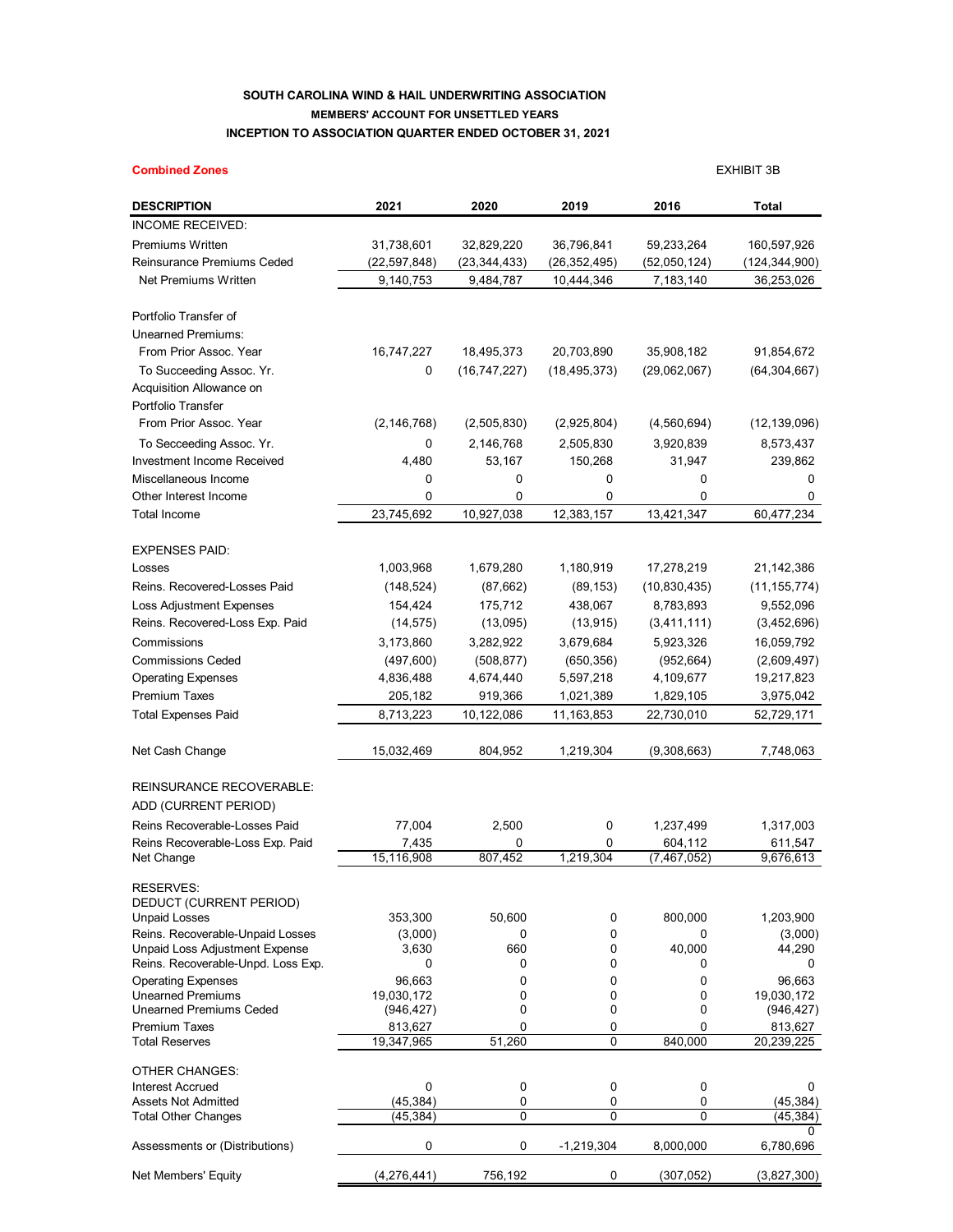**SOUTH CAROLINA WIND & HAIL UNDERWRITING ASSOCIATION**
**MEMBERS' ACCOUNT FOR UNSETTLED YEARS**
**INCEPTION TO ASSOCIATION QUARTER ENDED OCTOBER 31, 2021**

**Combined Zones**

EXHIBIT 3B

| DESCRIPTION | 2021 | 2020 | 2019 | 2016 | Total |
|---|---|---|---|---|---|
| INCOME RECEIVED: | | | | | |
| Premiums Written | 31,738,601 | 32,829,220 | 36,796,841 | 59,233,264 | 160,597,926 |
| Reinsurance Premiums Ceded | (22,597,848) | (23,344,433) | (26,352,495) | (52,050,124) | (124,344,900) |
| Net Premiums Written | 9,140,753 | 9,484,787 | 10,444,346 | 7,183,140 | 36,253,026 |
| Portfolio Transfer of | | | | | |
| Unearned Premiums: | | | | | |
| From Prior Assoc. Year | 16,747,227 | 18,495,373 | 20,703,890 | 35,908,182 | 91,854,672 |
| To Succeeding Assoc. Yr. | 0 | (16,747,227) | (18,495,373) | (29,062,067) | (64,304,667) |
| Acquisition Allowance on | | | | | |
| Portfolio Transfer | | | | | |
| From Prior Assoc. Year | (2,146,768) | (2,505,830) | (2,925,804) | (4,560,694) | (12,139,096) |
| To Secceeding Assoc. Yr. | 0 | 2,146,768 | 2,505,830 | 3,920,839 | 8,573,437 |
| Investment Income Received | 4,480 | 53,167 | 150,268 | 31,947 | 239,862 |
| Miscellaneous Income | 0 | 0 | 0 | 0 | 0 |
| Other Interest Income | 0 | 0 | 0 | 0 | 0 |
| Total Income | 23,745,692 | 10,927,038 | 12,383,157 | 13,421,347 | 60,477,234 |
| EXPENSES PAID: | | | | | |
| Losses | 1,003,968 | 1,679,280 | 1,180,919 | 17,278,219 | 21,142,386 |
| Reins. Recovered-Losses Paid | (148,524) | (87,662) | (89,153) | (10,830,435) | (11,155,774) |
| Loss Adjustment Expenses | 154,424 | 175,712 | 438,067 | 8,783,893 | 9,552,096 |
| Reins. Recovered-Loss Exp. Paid | (14,575) | (13,095) | (13,915) | (3,411,111) | (3,452,696) |
| Commissions | 3,173,860 | 3,282,922 | 3,679,684 | 5,923,326 | 16,059,792 |
| Commissions Ceded | (497,600) | (508,877) | (650,356) | (952,664) | (2,609,497) |
| Operating Expenses | 4,836,488 | 4,674,440 | 5,597,218 | 4,109,677 | 19,217,823 |
| Premium Taxes | 205,182 | 919,366 | 1,021,389 | 1,829,105 | 3,975,042 |
| Total Expenses Paid | 8,713,223 | 10,122,086 | 11,163,853 | 22,730,010 | 52,729,171 |
| Net Cash Change | 15,032,469 | 804,952 | 1,219,304 | (9,308,663) | 7,748,063 |
| REINSURANCE RECOVERABLE: | | | | | |
| ADD (CURRENT PERIOD) | | | | | |
| Reins Recoverable-Losses Paid | 77,004 | 2,500 | 0 | 1,237,499 | 1,317,003 |
| Reins Recoverable-Loss Exp. Paid | 7,435 | 0 | 0 | 604,112 | 611,547 |
| Net Change | 15,116,908 | 807,452 | 1,219,304 | (7,467,052) | 9,676,613 |
| RESERVES: | | | | | |
| DEDUCT (CURRENT PERIOD) | | | | | |
| Unpaid Losses | 353,300 | 50,600 | 0 | 800,000 | 1,203,900 |
| Reins. Recoverable-Unpaid Losses | (3,000) | 0 | 0 | 0 | (3,000) |
| Unpaid Loss Adjustment Expense | 3,630 | 660 | 0 | 40,000 | 44,290 |
| Reins. Recoverable-Unpd. Loss Exp. | 0 | 0 | 0 | 0 | 0 |
| Operating Expenses | 96,663 | 0 | 0 | 0 | 96,663 |
| Unearned Premiums | 19,030,172 | 0 | 0 | 0 | 19,030,172 |
| Unearned Premiums Ceded | (946,427) | 0 | 0 | 0 | (946,427) |
| Premium Taxes | 813,627 | 0 | 0 | 0 | 813,627 |
| Total Reserves | 19,347,965 | 51,260 | 0 | 840,000 | 20,239,225 |
| OTHER CHANGES: | | | | | |
| Interest Accrued | 0 | 0 | 0 | 0 | 0 |
| Assets Not Admitted | (45,384) | 0 | 0 | 0 | (45,384) |
| Total Other Changes | (45,384) | 0 | 0 | 0 | (45,384) |
| | | | | | 0 |
| Assessments or (Distributions) | 0 | 0 | -1,219,304 | 8,000,000 | 6,780,696 |
| Net Members' Equity | (4,276,441) | 756,192 | 0 | (307,052) | (3,827,300) |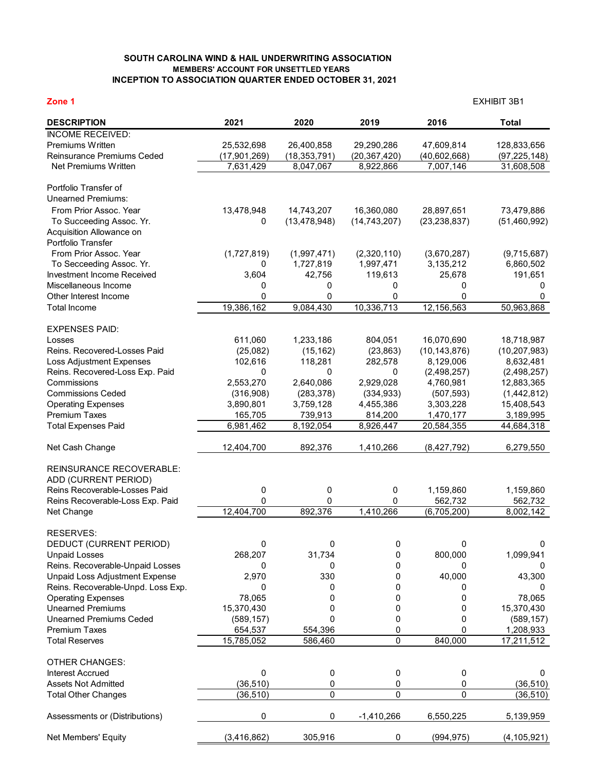**SOUTH CAROLINA WIND & HAIL UNDERWRITING ASSOCIATION**
**MEMBERS' ACCOUNT FOR UNSETTLED YEARS**
**INCEPTION TO ASSOCIATION QUARTER ENDED OCTOBER 31, 2021**

**Zone 1**

EXHIBIT 3B1

| DESCRIPTION | 2021 | 2020 | 2019 | 2016 | Total |
|---|---|---|---|---|---|
| INCOME RECEIVED: | | | | | |
| Premiums Written | 25,532,698 | 26,400,858 | 29,290,286 | 47,609,814 | 128,833,656 |
| Reinsurance Premiums Ceded | (17,901,269) | (18,353,791) | (20,367,420) | (40,602,668) | (97,225,148) |
| Net Premiums Written | 7,631,429 | 8,047,067 | 8,922,866 | 7,007,146 | 31,608,508 |
| | | | | | |
| Portfolio Transfer of Unearned Premiums: | | | | | |
| From Prior Assoc. Year | 13,478,948 | 14,743,207 | 16,360,080 | 28,897,651 | 73,479,886 |
| To Succeeding Assoc. Yr. | 0 | (13,478,948) | (14,743,207) | (23,238,837) | (51,460,992) |
| Acquisition Allowance on Portfolio Transfer | | | | | |
| From Prior Assoc. Year | (1,727,819) | (1,997,471) | (2,320,110) | (3,670,287) | (9,715,687) |
| To Secceeding Assoc. Yr. | 0 | 1,727,819 | 1,997,471 | 3,135,212 | 6,860,502 |
| Investment Income Received | 3,604 | 42,756 | 119,613 | 25,678 | 191,651 |
| Miscellaneous Income | 0 | 0 | 0 | 0 | 0 |
| Other Interest Income | 0 | 0 | 0 | 0 | 0 |
| Total Income | 19,386,162 | 9,084,430 | 10,336,713 | 12,156,563 | 50,963,868 |
| | | | | | |
| EXPENSES PAID: | | | | | |
| Losses | 611,060 | 1,233,186 | 804,051 | 16,070,690 | 18,718,987 |
| Reins. Recovered-Losses Paid | (25,082) | (15,162) | (23,863) | (10,143,876) | (10,207,983) |
| Loss Adjustment Expenses | 102,616 | 118,281 | 282,578 | 8,129,006 | 8,632,481 |
| Reins. Recovered-Loss Exp. Paid | 0 | 0 | 0 | (2,498,257) | (2,498,257) |
| Commissions | 2,553,270 | 2,640,086 | 2,929,028 | 4,760,981 | 12,883,365 |
| Commissions Ceded | (316,908) | (283,378) | (334,933) | (507,593) | (1,442,812) |
| Operating Expenses | 3,890,801 | 3,759,128 | 4,455,386 | 3,303,228 | 15,408,543 |
| Premium Taxes | 165,705 | 739,913 | 814,200 | 1,470,177 | 3,189,995 |
| Total Expenses Paid | 6,981,462 | 8,192,054 | 8,926,447 | 20,584,355 | 44,684,318 |
| | | | | | |
| Net Cash Change | 12,404,700 | 892,376 | 1,410,266 | (8,427,792) | 6,279,550 |
| | | | | | |
| REINSURANCE RECOVERABLE: ADD (CURRENT PERIOD) | | | | | |
| Reins Recoverable-Losses Paid | 0 | 0 | 0 | 1,159,860 | 1,159,860 |
| Reins Recoverable-Loss Exp. Paid | 0 | 0 | 0 | 562,732 | 562,732 |
| Net Change | 12,404,700 | 892,376 | 1,410,266 | (6,705,200) | 8,002,142 |
| | | | | | |
| RESERVES: | | | | | |
| DEDUCT (CURRENT PERIOD) | 0 | 0 | 0 | 0 | 0 |
| Unpaid Losses | 268,207 | 31,734 | 0 | 800,000 | 1,099,941 |
| Reins. Recoverable-Unpaid Losses | 0 | 0 | 0 | 0 | 0 |
| Unpaid Loss Adjustment Expense | 2,970 | 330 | 0 | 40,000 | 43,300 |
| Reins. Recoverable-Unpd. Loss Exp. | 0 | 0 | 0 | 0 | 0 |
| Operating Expenses | 78,065 | 0 | 0 | 0 | 78,065 |
| Unearned Premiums | 15,370,430 | 0 | 0 | 0 | 15,370,430 |
| Unearned Premiums Ceded | (589,157) | 0 | 0 | 0 | (589,157) |
| Premium Taxes | 654,537 | 554,396 | 0 | 0 | 1,208,933 |
| Total Reserves | 15,785,052 | 586,460 | 0 | 840,000 | 17,211,512 |
| | | | | | |
| OTHER CHANGES: | | | | | |
| Interest Accrued | 0 | 0 | 0 | 0 | 0 |
| Assets Not Admitted | (36,510) | 0 | 0 | 0 | (36,510) |
| Total Other Changes | (36,510) | 0 | 0 | 0 | (36,510) |
| | | | | | |
| Assessments or (Distributions) | 0 | 0 | -1,410,266 | 6,550,225 | 5,139,959 |
| | | | | | |
| Net Members' Equity | (3,416,862) | 305,916 | 0 | (994,975) | (4,105,921) |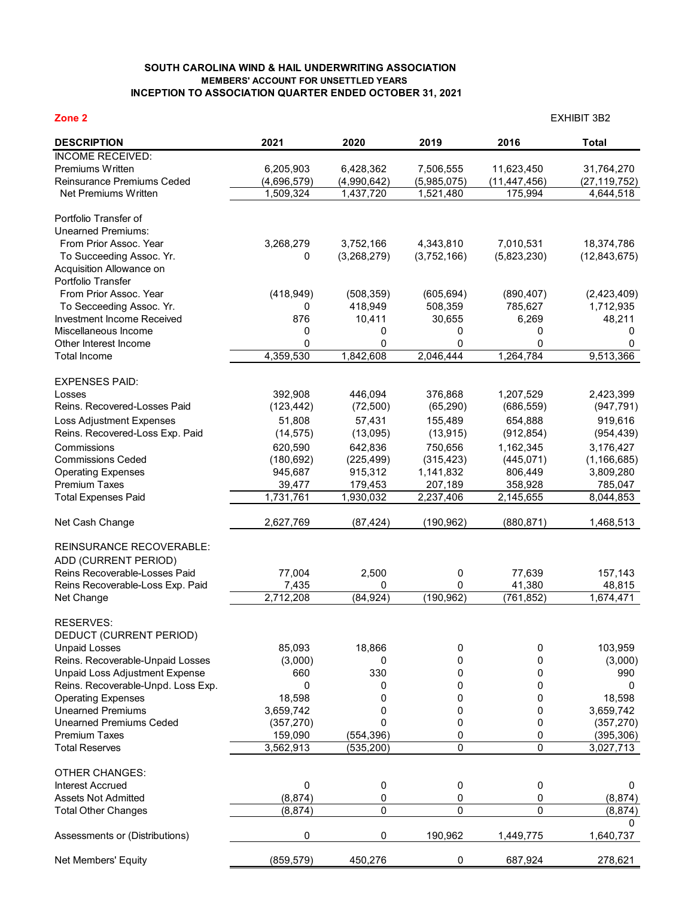### SOUTH CAROLINA WIND & HAIL UNDERWRITING ASSOCIATION
#### MEMBERS' ACCOUNT FOR UNSETTLED YEARS
#### INCEPTION TO ASSOCIATION QUARTER ENDED OCTOBER 31, 2021

**Zone 2**

EXHIBIT 3B2

| DESCRIPTION | 2021 | 2020 | 2019 | 2016 | Total |
|---|---|---|---|---|---|
| INCOME RECEIVED: | | | | | |
| Premiums Written | 6,205,903 | 6,428,362 | 7,506,555 | 11,623,450 | 31,764,270 |
| Reinsurance Premiums Ceded | (4,696,579) | (4,990,642) | (5,985,075) | (11,447,456) | (27,119,752) |
| Net Premiums Written | 1,509,324 | 1,437,720 | 1,521,480 | 175,994 | 4,644,518 |
| Portfolio Transfer of Unearned Premiums: | | | | | |
| From Prior Assoc. Year | 3,268,279 | 3,752,166 | 4,343,810 | 7,010,531 | 18,374,786 |
| To Succeeding Assoc. Yr. | 0 | (3,268,279) | (3,752,166) | (5,823,230) | (12,843,675) |
| Acquisition Allowance on Portfolio Transfer | | | | | |
| From Prior Assoc. Year | (418,949) | (508,359) | (605,694) | (890,407) | (2,423,409) |
| To Secceeding Assoc. Yr. | 0 | 418,949 | 508,359 | 785,627 | 1,712,935 |
| Investment Income Received | 876 | 10,411 | 30,655 | 6,269 | 48,211 |
| Miscellaneous Income | 0 | 0 | 0 | 0 | 0 |
| Other Interest Income | 0 | 0 | 0 | 0 | 0 |
| Total Income | 4,359,530 | 1,842,608 | 2,046,444 | 1,264,784 | 9,513,366 |
| EXPENSES PAID: | | | | | |
| Losses | 392,908 | 446,094 | 376,868 | 1,207,529 | 2,423,399 |
| Reins. Recovered-Losses Paid | (123,442) | (72,500) | (65,290) | (686,559) | (947,791) |
| Loss Adjustment Expenses | 51,808 | 57,431 | 155,489 | 654,888 | 919,616 |
| Reins. Recovered-Loss Exp. Paid | (14,575) | (13,095) | (13,915) | (912,854) | (954,439) |
| Commissions | 620,590 | 642,836 | 750,656 | 1,162,345 | 3,176,427 |
| Commissions Ceded | (180,692) | (225,499) | (315,423) | (445,071) | (1,166,685) |
| Operating Expenses | 945,687 | 915,312 | 1,141,832 | 806,449 | 3,809,280 |
| Premium Taxes | 39,477 | 179,453 | 207,189 | 358,928 | 785,047 |
| Total Expenses Paid | 1,731,761 | 1,930,032 | 2,237,406 | 2,145,655 | 8,044,853 |
| Net Cash Change | 2,627,769 | (87,424) | (190,962) | (880,871) | 1,468,513 |
| REINSURANCE RECOVERABLE: | | | | | |
| ADD (CURRENT PERIOD) | | | | | |
| Reins Recoverable-Losses Paid | 77,004 | 2,500 | 0 | 77,639 | 157,143 |
| Reins Recoverable-Loss Exp. Paid | 7,435 | 0 | 0 | 41,380 | 48,815 |
| Net Change | 2,712,208 | (84,924) | (190,962) | (761,852) | 1,674,471 |
| RESERVES: | | | | | |
| DEDUCT (CURRENT PERIOD) | | | | | |
| Unpaid Losses | 85,093 | 18,866 | 0 | 0 | 103,959 |
| Reins. Recoverable-Unpaid Losses | (3,000) | 0 | 0 | 0 | (3,000) |
| Unpaid Loss Adjustment Expense | 660 | 330 | 0 | 0 | 990 |
| Reins. Recoverable-Unpd. Loss Exp. | 0 | 0 | 0 | 0 | 0 |
| Operating Expenses | 18,598 | 0 | 0 | 0 | 18,598 |
| Unearned Premiums | 3,659,742 | 0 | 0 | 0 | 3,659,742 |
| Unearned Premiums Ceded | (357,270) | 0 | 0 | 0 | (357,270) |
| Premium Taxes | 159,090 | (554,396) | 0 | 0 | (395,306) |
| Total Reserves | 3,562,913 | (535,200) | 0 | 0 | 3,027,713 |
| OTHER CHANGES: | | | | | |
| Interest Accrued | 0 | 0 | 0 | 0 | 0 |
| Assets Not Admitted | (8,874) | 0 | 0 | 0 | (8,874) |
| Total Other Changes | (8,874) | 0 | 0 | 0 | (8,874) |
| | | | | | 0 |
| Assessments or (Distributions) | 0 | 0 | 190,962 | 1,449,775 | 1,640,737 |
| Net Members' Equity | (859,579) | 450,276 | 0 | 687,924 | 278,621 |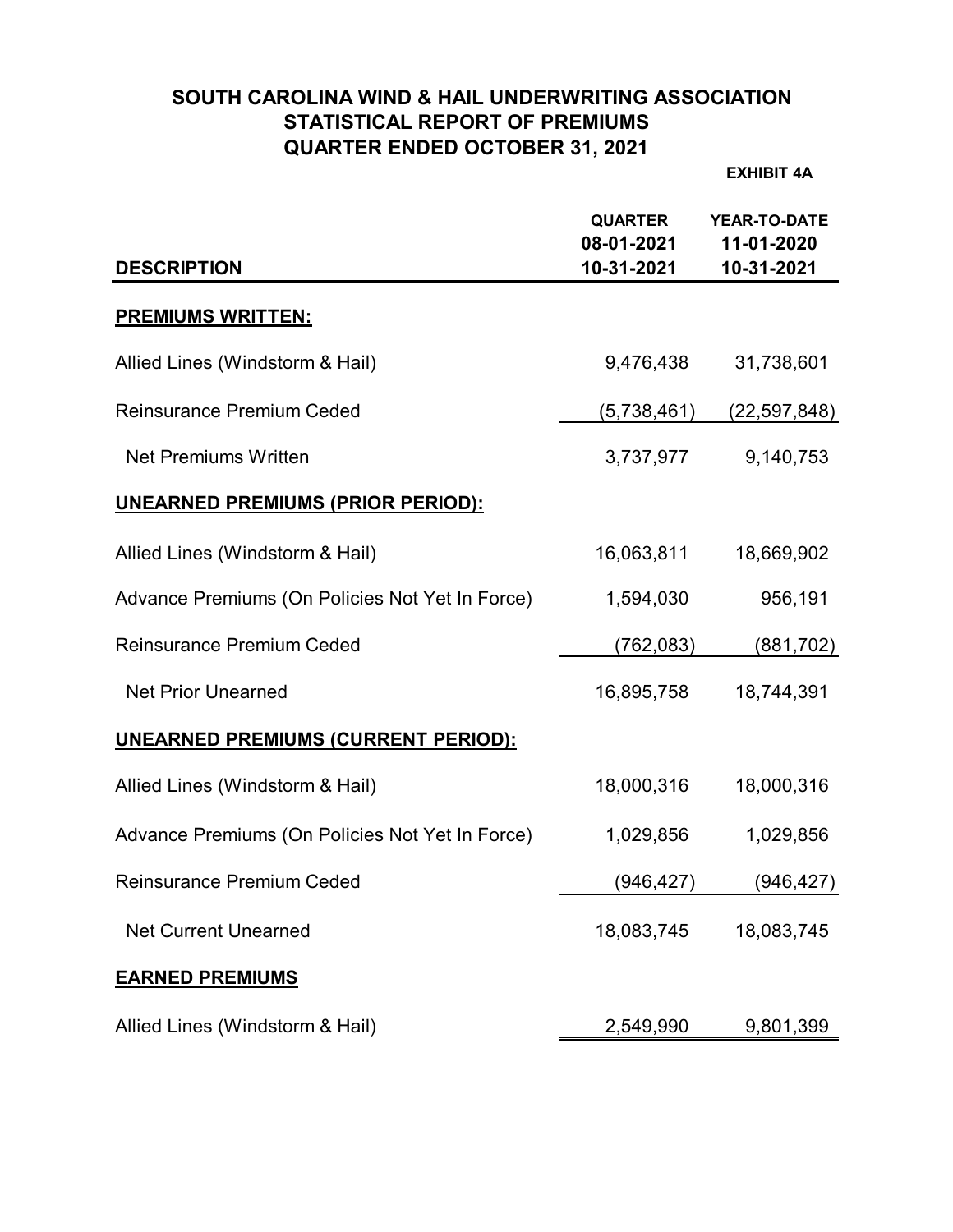# SOUTH CAROLINA WIND & HAIL UNDERWRITING ASSOCIATION
## STATISTICAL REPORT OF PREMIUMS
## QUARTER ENDED OCTOBER 31, 2021

**EXHIBIT 4A**

| DESCRIPTION | QUARTER 08-01-2021 10-31-2021 | YEAR-TO-DATE 11-01-2020 10-31-2021 |
|---|---|---|
| **PREMIUMS WRITTEN:** | | |
| Allied Lines (Windstorm & Hail) | 9,476,438 | 31,738,601 |
| Reinsurance Premium Ceded | (5,738,461) | (22,597,848) |
| Net Premiums Written | 3,737,977 | 9,140,753 |
| **UNEARNED PREMIUMS (PRIOR PERIOD):** | | |
| Allied Lines (Windstorm & Hail) | 16,063,811 | 18,669,902 |
| Advance Premiums (On Policies Not Yet In Force) | 1,594,030 | 956,191 |
| Reinsurance Premium Ceded | (762,083) | (881,702) |
| Net Prior Unearned | 16,895,758 | 18,744,391 |
| **UNEARNED PREMIUMS (CURRENT PERIOD):** | | |
| Allied Lines (Windstorm & Hail) | 18,000,316 | 18,000,316 |
| Advance Premiums (On Policies Not Yet In Force) | 1,029,856 | 1,029,856 |
| Reinsurance Premium Ceded | (946,427) | (946,427) |
| Net Current Unearned | 18,083,745 | 18,083,745 |
| **EARNED PREMIUMS** | | |
| Allied Lines (Windstorm & Hail) | 2,549,990 | 9,801,399 |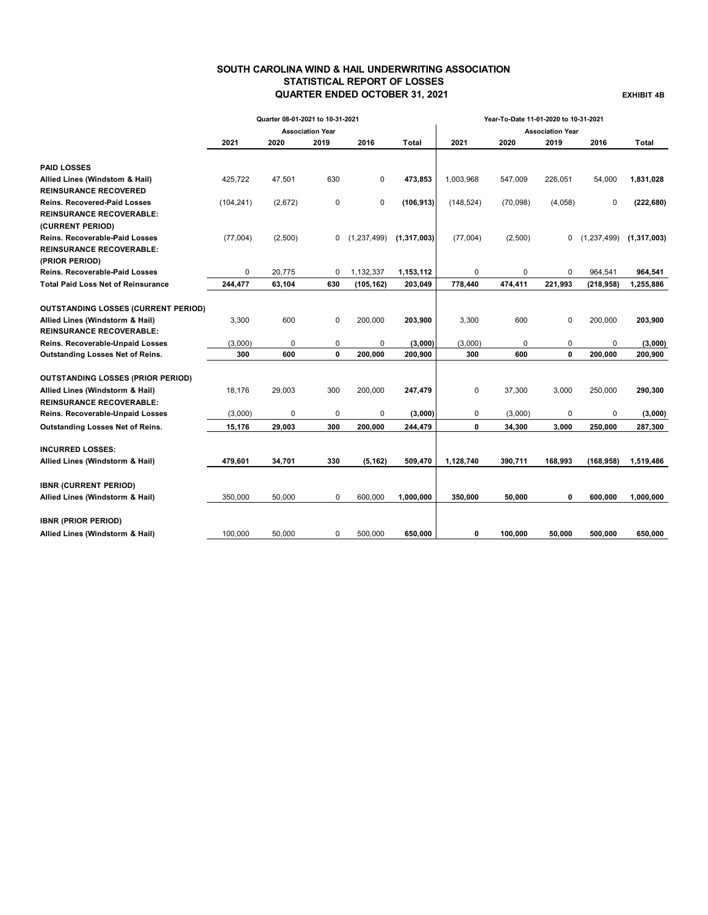# SOUTH CAROLINA WIND & HAIL UNDERWRITING ASSOCIATION
## STATISTICAL REPORT OF LOSSES
## QUARTER ENDED OCTOBER 31, 2021

**EXHIBIT 4B**

| | Quarter 08-01-2021 to 10-31-2021 | | | | | Year-To-Date 11-01-2020 to 10-31-2021 | | | | |
|---|---|---|---|---|---|---|---|---|---|---|
| | Association Year | | | | | Association Year | | | | |
| | 2021 | 2020 | 2019 | 2016 | Total | 2021 | 2020 | 2019 | 2016 | Total |
| **PAID LOSSES** | | | | | | | | | | |
| **Allied Lines (Windstom & Hail)** | 425,722 | 47,501 | 630 | 0 | **473,853** | 1,003,968 | 547,009 | 226,051 | 54,000 | **1,831,028** |
| **REINSURANCE RECOVERED** | | | | | | | | | | |
| **Reins. Recovered-Paid Losses** | (104,241) | (2,672) | 0 | 0 | **(106,913)** | (148,524) | (70,098) | (4,058) | 0 | **(222,680)** |
| **REINSURANCE RECOVERABLE: (CURRENT PERIOD)** | | | | | | | | | | |
| **Reins. Recoverable-Paid Losses** | (77,004) | (2,500) | 0 | (1,237,499) | **(1,317,003)** | (77,004) | (2,500) | 0 | (1,237,499) | **(1,317,003)** |
| **REINSURANCE RECOVERABLE: (PRIOR PERIOD)** | | | | | | | | | | |
| **Reins. Recoverable-Paid Losses** | 0 | 20,775 | 0 | 1,132,337 | **1,153,112** | 0 | 0 | 0 | 964,541 | **964,541** |
| **Total Paid Loss Net of Reinsurance** | **244,477** | **63,104** | **630** | **(105,162)** | **203,049** | **778,440** | **474,411** | **221,993** | **(218,958)** | **1,255,886** |
| **OUTSTANDING LOSSES (CURRENT PERIOD)** | | | | | | | | | | |
| **Allied Lines (Windstom & Hail)** | 3,300 | 600 | 0 | 200,000 | **203,900** | 3,300 | 600 | 0 | 200,000 | **203,900** |
| **REINSURANCE RECOVERABLE:** | | | | | | | | | | |
| **Reins. Recoverable-Unpaid Losses** | (3,000) | 0 | 0 | 0 | **(3,000)** | (3,000) | 0 | 0 | 0 | **(3,000)** |
| **Outstanding Losses Net of Reins.** | **300** | **600** | **0** | **200,000** | **200,900** | **300** | **600** | **0** | **200,000** | **200,900** |
| **OUTSTANDING LOSSES (PRIOR PERIOD)** | | | | | | | | | | |
| **Allied Lines (Windstom & Hail)** | 18,176 | 29,003 | 300 | 200,000 | **247,479** | 0 | 37,300 | 3,000 | 250,000 | **290,300** |
| **REINSURANCE RECOVERABLE:** | | | | | | | | | | |
| **Reins. Recoverable-Unpaid Losses** | (3,000) | 0 | 0 | 0 | **(3,000)** | 0 | (3,000) | 0 | 0 | **(3,000)** |
| **Outstanding Losses Net of Reins.** | **15,176** | **29,003** | **300** | **200,000** | **244,479** | **0** | **34,300** | **3,000** | **250,000** | **287,300** |
| **INCURRED LOSSES:** | | | | | | | | | | |
| **Allied Lines (Windstom & Hail)** | **479,601** | **34,701** | **330** | **(5,162)** | **509,470** | **1,128,740** | **390,711** | **168,993** | **(168,958)** | **1,519,486** |
| **IBNR (CURRENT PERIOD)** | | | | | | | | | | |
| **Allied Lines (Windstorm & Hail)** | 350,000 | 50,000 | 0 | 600,000 | **1,000,000** | **350,000** | **50,000** | **0** | **600,000** | **1,000,000** |
| **IBNR (PRIOR PERIOD)** | | | | | | | | | | |
| **Allied Lines (Windstorm & Hail)** | 100,000 | 50,000 | 0 | 500,000 | **650,000** | **0** | **100,000** | **50,000** | **500,000** | **650,000** |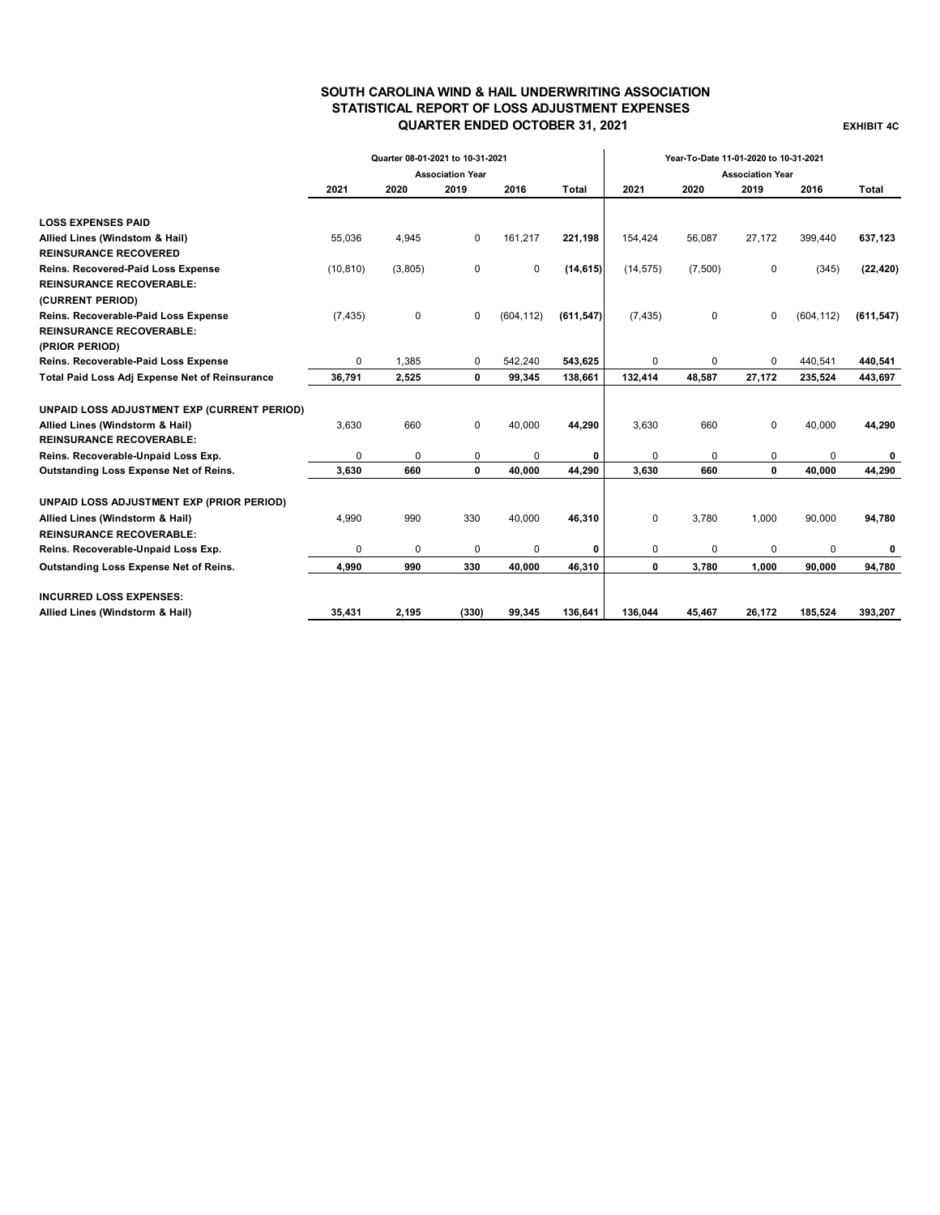# SOUTH CAROLINA WIND & HAIL UNDERWRITING ASSOCIATION
## STATISTICAL REPORT OF LOSS ADJUSTMENT EXPENSES
### QUARTER ENDED OCTOBER 31, 2021

**EXHIBIT 4C**

| | Quarter 08-01-2021 to 10-31-2021 | | | | | Year-To-Date 11-01-2020 to 10-31-2021 | | | | |
|---|---|---|---|---|---|---|---|---|---|---|
| | Association Year | | | | | Association Year | | | | |
| | 2021 | 2020 | 2019 | 2016 | Total | 2021 | 2020 | 2019 | 2016 | Total |
| **LOSS EXPENSES PAID** | | | | | | | | | | |
| **Allied Lines (Windstom & Hail)** | 55,036 | 4,945 | 0 | 161,217 | **221,198** | 154,424 | 56,087 | 27,172 | 399,440 | **637,123** |
| **REINSURANCE RECOVERED** | | | | | | | | | | |
| **Reins. Recovered-Paid Loss Expense** | (10,810) | (3,805) | 0 | 0 | **(14,615)** | (14,575) | (7,500) | 0 | (345) | **(22,420)** |
| **REINSURANCE RECOVERABLE:** | | | | | | | | | | |
| **(CURRENT PERIOD)** | | | | | | | | | | |
| **Reins. Recoverable-Paid Loss Expense** | (7,435) | 0 | 0 | (604,112) | **(611,547)** | (7,435) | 0 | 0 | (604,112) | **(611,547)** |
| **REINSURANCE RECOVERABLE:** | | | | | | | | | | |
| **(PRIOR PERIOD)** | | | | | | | | | | |
| **Reins. Recoverable-Paid Loss Expense** | 0 | 1,385 | 0 | 542,240 | **543,625** | 0 | 0 | 0 | 440,541 | **440,541** |
| **Total Paid Loss Adj Expense Net of Reinsurance** | **36,791** | **2,525** | **0** | **99,345** | **138,661** | **132,414** | **48,587** | **27,172** | **235,524** | **443,697** |
| | | | | | | | | | | |
| **UNPAID LOSS ADJUSTMENT EXP (CURRENT PERIOD)** | | | | | | | | | | |
| **Allied Lines (Windstorm & Hail)** | 3,630 | 660 | 0 | 40,000 | **44,290** | 3,630 | 660 | 0 | 40,000 | **44,290** |
| **REINSURANCE RECOVERABLE:** | | | | | | | | | | |
| **Reins. Recoverable-Unpaid Loss Exp.** | 0 | 0 | 0 | 0 | **0** | 0 | 0 | 0 | 0 | **0** |
| **Outstanding Loss Expense Net of Reins.** | **3,630** | **660** | **0** | **40,000** | **44,290** | **3,630** | **660** | **0** | **40,000** | **44,290** |
| | | | | | | | | | | |
| **UNPAID LOSS ADJUSTMENT EXP (PRIOR PERIOD)** | | | | | | | | | | |
| **Allied Lines (Windstorm & Hail)** | 4,990 | 990 | 330 | 40,000 | **46,310** | 0 | 3,780 | 1,000 | 90,000 | **94,780** |
| **REINSURANCE RECOVERABLE:** | | | | | | | | | | |
| **Reins. Recoverable-Unpaid Loss Exp.** | 0 | 0 | 0 | 0 | **0** | 0 | 0 | 0 | 0 | **0** |
| **Outstanding Loss Expense Net of Reins.** | **4,990** | **990** | **330** | **40,000** | **46,310** | **0** | **3,780** | **1,000** | **90,000** | **94,780** |
| | | | | | | | | | | |
| **INCURRED LOSS EXPENSES:** | | | | | | | | | | |
| **Allied Lines (Windstorm & Hail)** | **35,431** | **2,195** | **(330)** | **99,345** | **136,641** | **136,044** | **45,467** | **26,172** | **185,524** | **393,207** |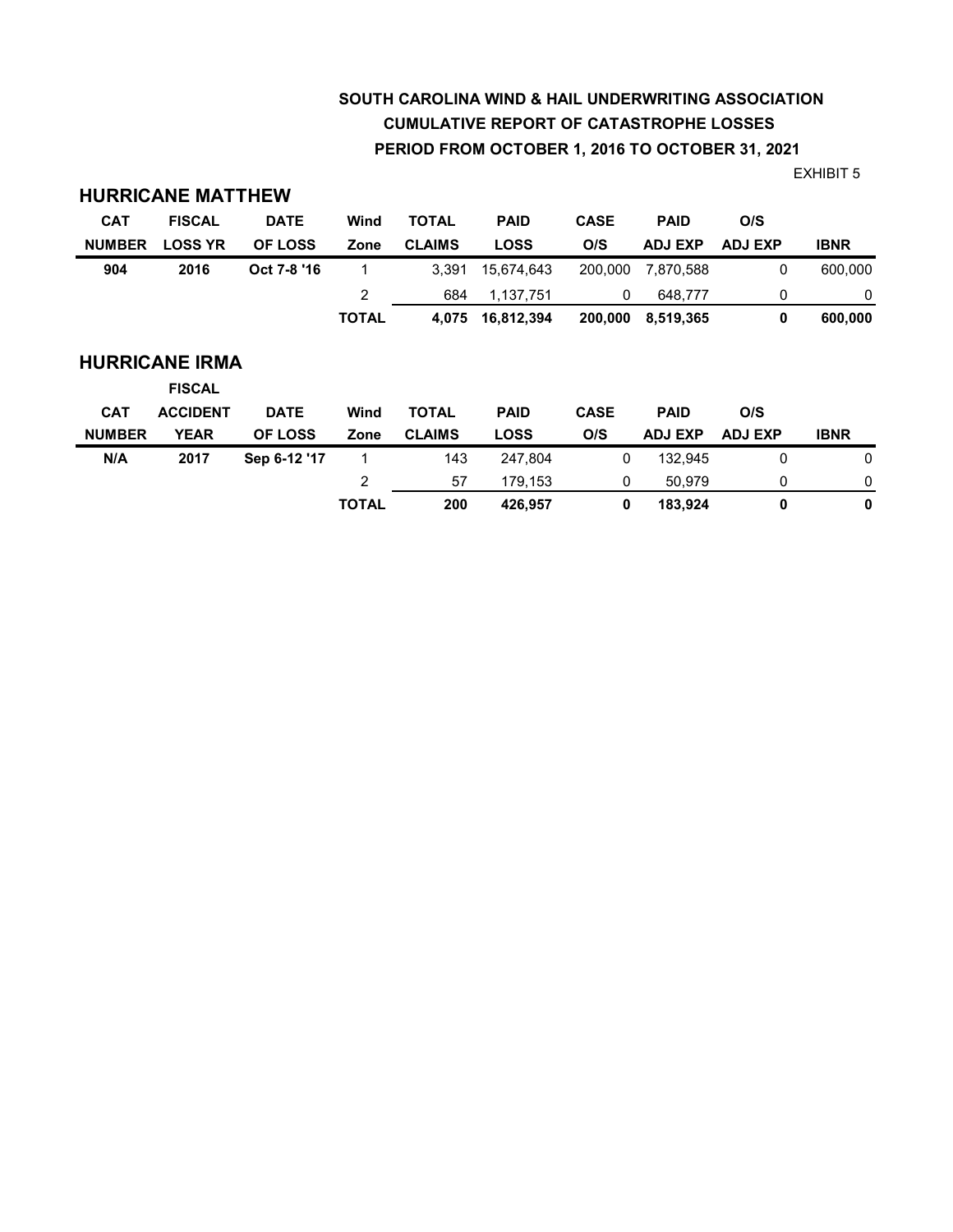# SOUTH CAROLINA WIND & HAIL UNDERWRITING ASSOCIATION

## CUMULATIVE REPORT OF CATASTROPHE LOSSES

## PERIOD FROM OCTOBER 1, 2016 TO OCTOBER 31, 2021

EXHIBIT 5

### HURRICANE MATTHEW

| CAT NUMBER | FISCAL LOSS YR | DATE OF LOSS | Wind Zone | TOTAL CLAIMS | PAID LOSS | CASE O/S | PAID ADJ EXP | O/S ADJ EXP | IBNR |
|---|---|---|---|---|---|---|---|---|---|
| **904** | **2016** | **Oct 7-8 '16** | 1 | 3,391 | 15,674,643 | 200,000 | 7,870,588 | 0 | 600,000 |
| | | | 2 | 684 | 1,137,751 | 0 | 648,777 | 0 | 0 |
| | | | **TOTAL** | **4,075** | **16,812,394** | **200,000** | **8,519,365** | **0** | **600,000** |

### HURRICANE IRMA

| CAT NUMBER | FISCAL ACCIDENT YEAR | DATE OF LOSS | Wind Zone | TOTAL CLAIMS | PAID LOSS | CASE O/S | PAID ADJ EXP | O/S ADJ EXP | IBNR |
|---|---|---|---|---|---|---|---|---|---|
| **N/A** | **2017** | **Sep 6-12 '17** | 1 | 143 | 247,804 | 0 | 132,945 | 0 | 0 |
| | | | 2 | 57 | 179,153 | 0 | 50,979 | 0 | 0 |
| | | | **TOTAL** | **200** | **426,957** | **0** | **183,924** | **0** | **0** |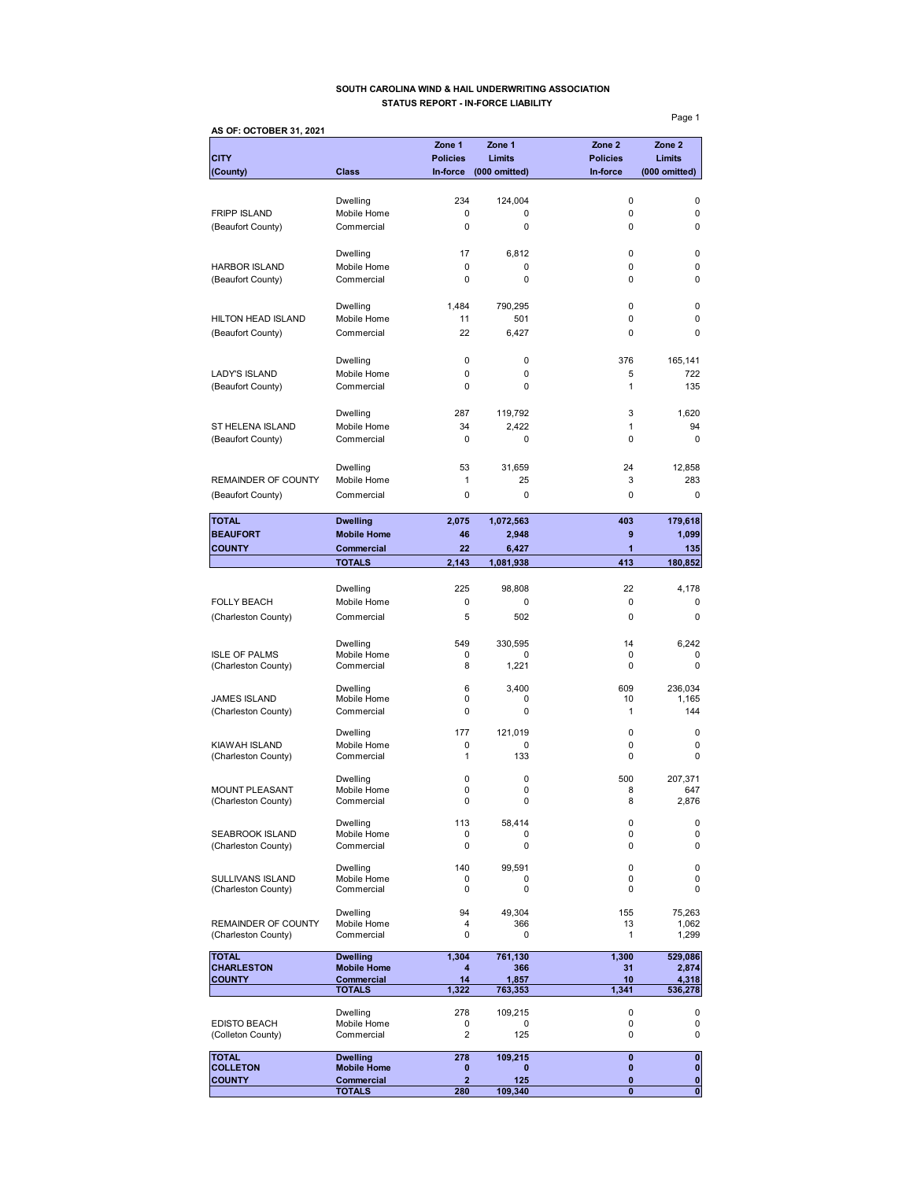**SOUTH CAROLINA WIND & HAIL UNDERWRITING ASSOCIATION**
**STATUS REPORT - IN-FORCE LIABILITY**

**AS OF: OCTOBER 31, 2021**

| CITY (County) | Class | Zone 1 Policies In-force | Zone 1 Limits (000 omitted) | Zone 2 Policies In-force | Zone 2 Limits (000 omitted) |
|---|---|---|---|---|---|
| | Dwelling | 234 | 124,004 | 0 | 0 |
| FRIPP ISLAND | Mobile Home | 0 | 0 | 0 | 0 |
| (Beaufort County) | Commercial | 0 | 0 | 0 | 0 |
| | Dwelling | 17 | 6,812 | 0 | 0 |
| HARBOR ISLAND | Mobile Home | 0 | 0 | 0 | 0 |
| (Beaufort County) | Commercial | 0 | 0 | 0 | 0 |
| | Dwelling | 1,484 | 790,295 | 0 | 0 |
| HILTON HEAD ISLAND | Mobile Home | 11 | 501 | 0 | 0 |
| (Beaufort County) | Commercial | 22 | 6,427 | 0 | 0 |
| | Dwelling | 0 | 0 | 376 | 165,141 |
| LADY'S ISLAND | Mobile Home | 0 | 0 | 5 | 722 |
| (Beaufort County) | Commercial | 0 | 0 | 1 | 135 |
| | Dwelling | 287 | 119,792 | 3 | 1,620 |
| ST HELENA ISLAND | Mobile Home | 34 | 2,422 | 1 | 94 |
| (Beaufort County) | Commercial | 0 | 0 | 0 | 0 |
| | Dwelling | 53 | 31,659 | 24 | 12,858 |
| REMAINDER OF COUNTY | Mobile Home | 1 | 25 | 3 | 283 |
| (Beaufort County) | Commercial | 0 | 0 | 0 | 0 |
| **TOTAL** | **Dwelling** | **2,075** | **1,072,563** | **403** | **179,618** |
| **BEAUFORT** | **Mobile Home** | **46** | **2,948** | **9** | **1,099** |
| **COUNTY** | **Commercial** | **22** | **6,427** | **1** | **135** |
| | **TOTALS** | **2,143** | **1,081,938** | **413** | **180,852** |
| | Dwelling | 225 | 98,808 | 22 | 4,178 |
| FOLLY BEACH | Mobile Home | 0 | 0 | 0 | 0 |
| (Charleston County) | Commercial | 5 | 502 | 0 | 0 |
| | Dwelling | 549 | 330,595 | 14 | 6,242 |
| ISLE OF PALMS | Mobile Home | 0 | 0 | 0 | 0 |
| (Charleston County) | Commercial | 8 | 1,221 | 0 | 0 |
| | Dwelling | 6 | 3,400 | 609 | 236,034 |
| JAMES ISLAND | Mobile Home | 0 | 0 | 10 | 1,165 |
| (Charleston County) | Commercial | 0 | 0 | 1 | 144 |
| | Dwelling | 177 | 121,019 | 0 | 0 |
| KIAWAH ISLAND | Mobile Home | 0 | 0 | 0 | 0 |
| (Charleston County) | Commercial | 1 | 133 | 0 | 0 |
| | Dwelling | 0 | 0 | 500 | 207,371 |
| MOUNT PLEASANT | Mobile Home | 0 | 0 | 8 | 647 |
| (Charleston County) | Commercial | 0 | 0 | 8 | 2,876 |
| | Dwelling | 113 | 58,414 | 0 | 0 |
| SEABROOK ISLAND | Mobile Home | 0 | 0 | 0 | 0 |
| (Charleston County) | Commercial | 0 | 0 | 0 | 0 |
| | Dwelling | 140 | 99,591 | 0 | 0 |
| SULLIVANS ISLAND | Mobile Home | 0 | 0 | 0 | 0 |
| (Charleston County) | Commercial | 0 | 0 | 0 | 0 |
| | Dwelling | 94 | 49,304 | 155 | 75,263 |
| REMAINDER OF COUNTY | Mobile Home | 4 | 366 | 13 | 1,062 |
| (Charleston County) | Commercial | 0 | 0 | 1 | 1,299 |
| **TOTAL** | **Dwelling** | **1,304** | **761,130** | **1,300** | **529,086** |
| **CHARLESTON** | **Mobile Home** | **4** | **366** | **31** | **2,874** |
| **COUNTY** | **Commercial** | **14** | **1,857** | **10** | **4,318** |
| | **TOTALS** | **1,322** | **763,353** | **1,341** | **536,278** |
| | Dwelling | 278 | 109,215 | 0 | 0 |
| EDISTO BEACH | Mobile Home | 0 | 0 | 0 | 0 |
| (Colleton County) | Commercial | 2 | 125 | 0 | 0 |
| **TOTAL** | **Dwelling** | **278** | **109,215** | **0** | **0** |
| **COLLETON** | **Mobile Home** | **0** | **0** | **0** | **0** |
| **COUNTY** | **Commercial** | **2** | **125** | **0** | **0** |
| | **TOTALS** | **280** | **109,340** | **0** | **0** |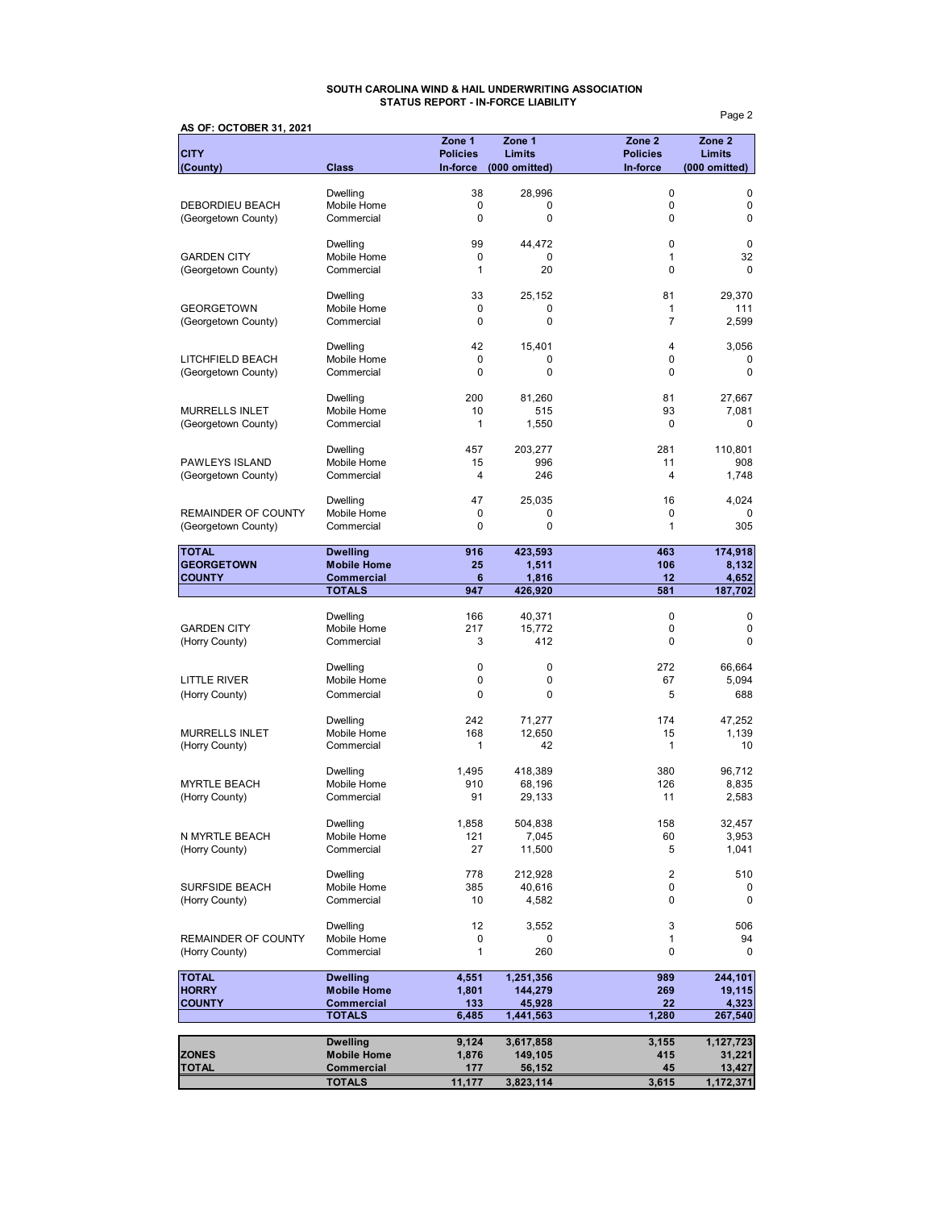**SOUTH CAROLINA WIND & HAIL UNDERWRITING ASSOCIATION**
**STATUS REPORT - IN-FORCE LIABILITY**

**AS OF: OCTOBER 31, 2021**

| CITY (County) | Class | Zone 1 Policies In-force | Zone 1 Limits (000 omitted) | Zone 2 Policies In-force | Zone 2 Limits (000 omitted) |
|---|---|---|---|---|---|
| DEBORDIEU BEACH (Georgetown County) | Dwelling | 38 | 28,996 | 0 | 0 |
| | Mobile Home | 0 | 0 | 0 | 0 |
| | Commercial | 0 | 0 | 0 | 0 |
| GARDEN CITY (Georgetown County) | Dwelling | 99 | 44,472 | 0 | 0 |
| | Mobile Home | 0 | 0 | 1 | 32 |
| | Commercial | 1 | 20 | 0 | 0 |
| GEORGETOWN (Georgetown County) | Dwelling | 33 | 25,152 | 81 | 29,370 |
| | Mobile Home | 0 | 0 | 1 | 111 |
| | Commercial | 0 | 0 | 7 | 2,599 |
| LITCHFIELD BEACH (Georgetown County) | Dwelling | 42 | 15,401 | 4 | 3,056 |
| | Mobile Home | 0 | 0 | 0 | 0 |
| | Commercial | 0 | 0 | 0 | 0 |
| MURRELLS INLET (Georgetown County) | Dwelling | 200 | 81,260 | 81 | 27,667 |
| | Mobile Home | 10 | 515 | 93 | 7,081 |
| | Commercial | 1 | 1,550 | 0 | 0 |
| PAWLEYS ISLAND (Georgetown County) | Dwelling | 457 | 203,277 | 281 | 110,801 |
| | Mobile Home | 15 | 996 | 11 | 908 |
| | Commercial | 4 | 246 | 4 | 1,748 |
| REMAINDER OF COUNTY (Georgetown County) | Dwelling | 47 | 25,035 | 16 | 4,024 |
| | Mobile Home | 0 | 0 | 0 | 0 |
| | Commercial | 0 | 0 | 1 | 305 |
| **TOTAL GEORGETOWN COUNTY** | **Dwelling** | **916** | **423,593** | **463** | **174,918** |
| | **Mobile Home** | **25** | **1,511** | **106** | **8,132** |
| | **Commercial** | **6** | **1,816** | **12** | **4,652** |
| | **TOTALS** | **947** | **426,920** | **581** | **187,702** |
| GARDEN CITY (Horry County) | Dwelling | 166 | 40,371 | 0 | 0 |
| | Mobile Home | 217 | 15,772 | 0 | 0 |
| | Commercial | 3 | 412 | 0 | 0 |
| LITTLE RIVER (Horry County) | Dwelling | 0 | 0 | 272 | 66,664 |
| | Mobile Home | 0 | 0 | 67 | 5,094 |
| | Commercial | 0 | 0 | 5 | 688 |
| MURRELLS INLET (Horry County) | Dwelling | 242 | 71,277 | 174 | 47,252 |
| | Mobile Home | 168 | 12,650 | 15 | 1,139 |
| | Commercial | 1 | 42 | 1 | 10 |
| MYRTLE BEACH (Horry County) | Dwelling | 1,495 | 418,389 | 380 | 96,712 |
| | Mobile Home | 910 | 68,196 | 126 | 8,835 |
| | Commercial | 91 | 29,133 | 11 | 2,583 |
| N MYRTLE BEACH (Horry County) | Dwelling | 1,858 | 504,838 | 158 | 32,457 |
| | Mobile Home | 121 | 7,045 | 60 | 3,953 |
| | Commercial | 27 | 11,500 | 5 | 1,041 |
| SURFSIDE BEACH (Horry County) | Dwelling | 778 | 212,928 | 2 | 510 |
| | Mobile Home | 385 | 40,616 | 0 | 0 |
| | Commercial | 10 | 4,582 | 0 | 0 |
| REMAINDER OF COUNTY (Horry County) | Dwelling | 12 | 3,552 | 3 | 506 |
| | Mobile Home | 0 | 0 | 1 | 94 |
| | Commercial | 1 | 260 | 0 | 0 |
| **TOTAL HORRY COUNTY** | **Dwelling** | **4,551** | **1,251,356** | **989** | **244,101** |
| | **Mobile Home** | **1,801** | **144,279** | **269** | **19,115** |
| | **Commercial** | **133** | **45,928** | **22** | **4,323** |
| | **TOTALS** | **6,485** | **1,441,563** | **1,280** | **267,540** |
| **ZONES TOTAL** | **Dwelling** | **9,124** | **3,617,858** | **3,155** | **1,127,723** |
| | **Mobile Home** | **1,876** | **149,105** | **415** | **31,221** |
| | **Commercial** | **177** | **56,152** | **45** | **13,427** |
| | **TOTALS** | **11,177** | **3,823,114** | **3,615** | **1,172,371** |